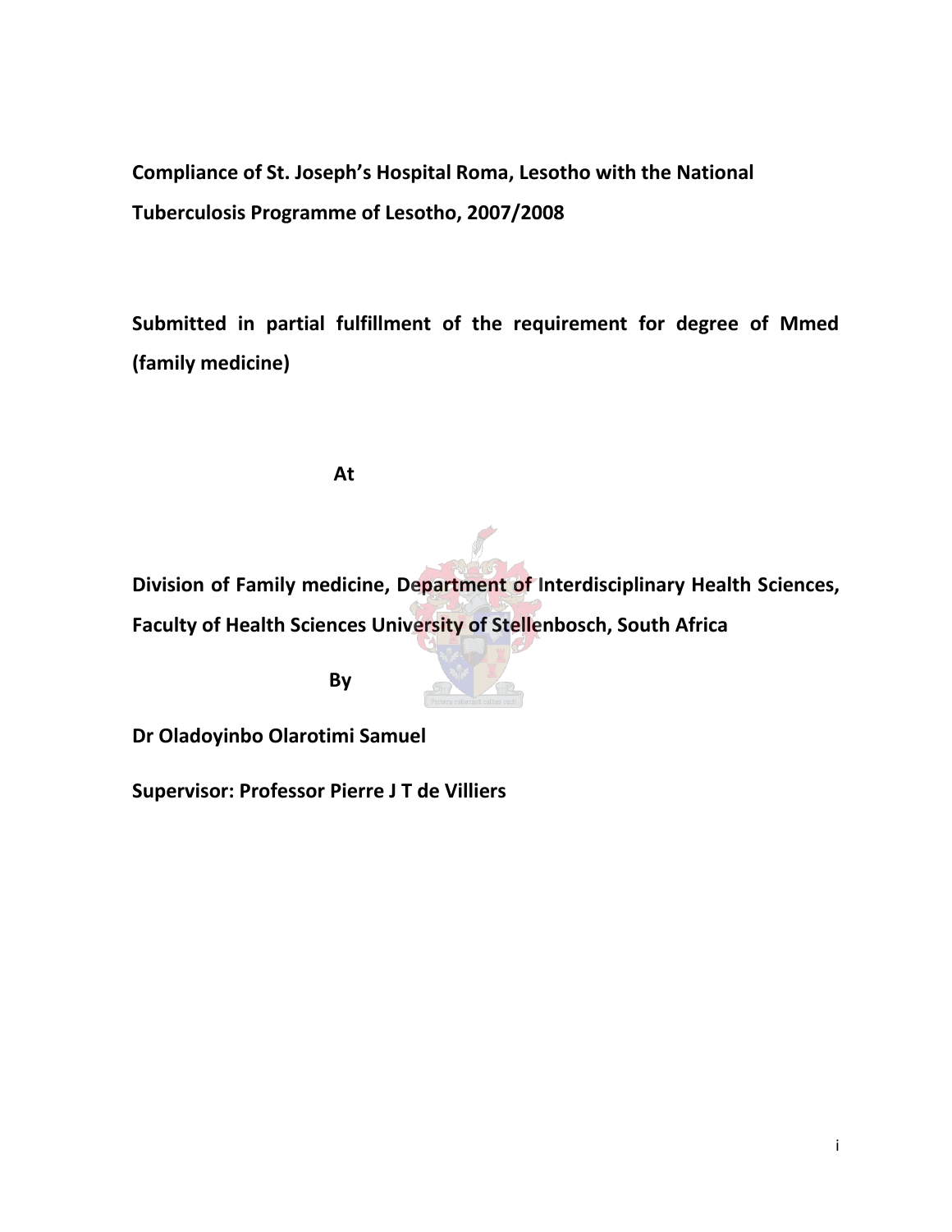**Compliance of St. Joseph's Hospital Roma, Lesotho with the National Tuberculosis Programme of Lesotho, 2007/2008**

**Submitted in partial fulfillment of the requirement for degree of Mmed (family medicine)**

**At**

**Division of Family medicine, Department of Interdisciplinary Health Sciences, Faculty of Health Sciences University of Stellenbosch, South Africa**

**By**

**Dr Oladoyinbo Olarotimi Samuel**

**Supervisor: Professor Pierre J T de Villiers**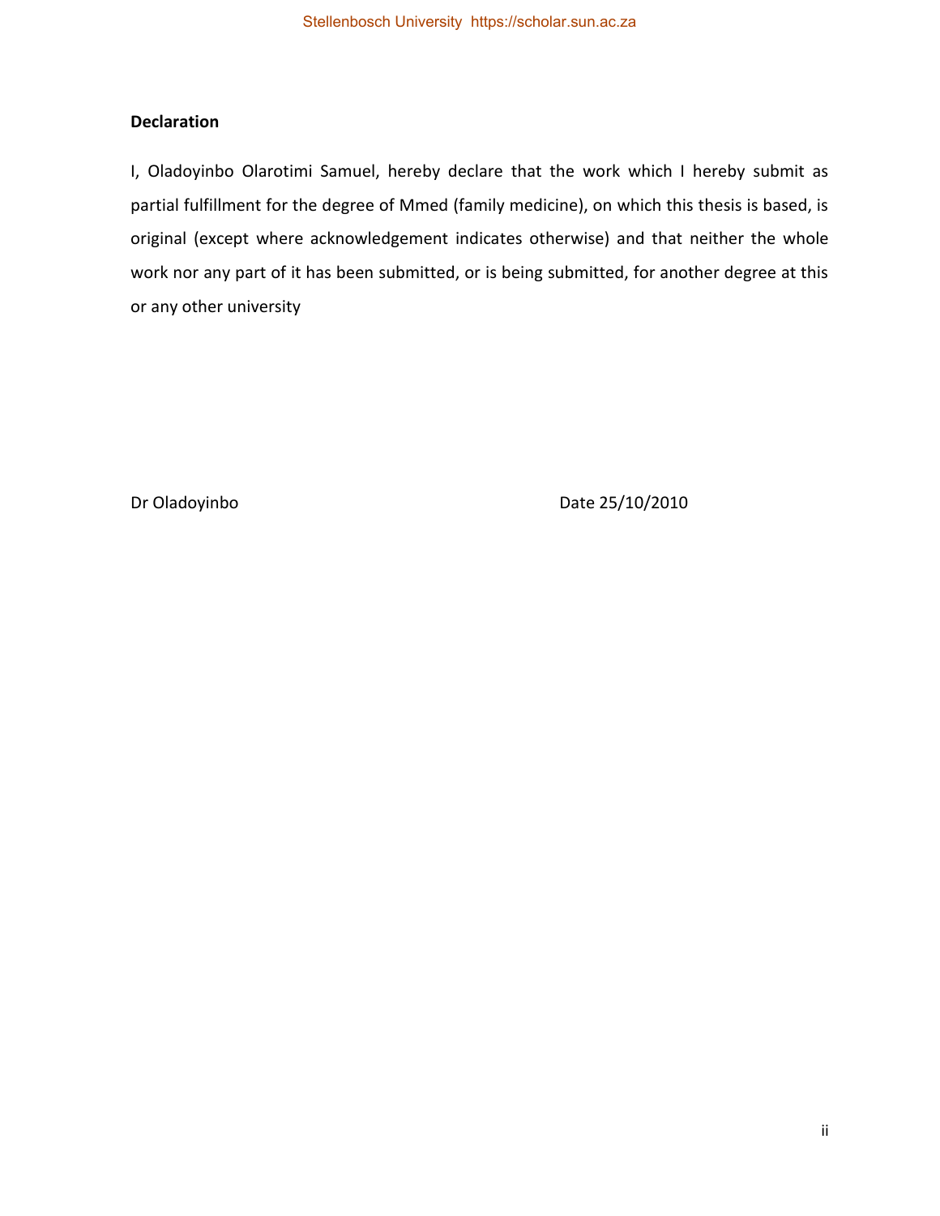## Declaration

I, Oladoyinbo Olarotimi Samuel, hereby declare that the work which I hereby submit as partial fulfillment for the degree of Mmed (family medicine), on which this thesis is based, is original (except where acknowledgement indicates otherwise) and that neither the whole work nor any part of it has been submitted, or is being submitted, for another degree at this or any other university

Dr Oladoyinbo Date 25/10/2010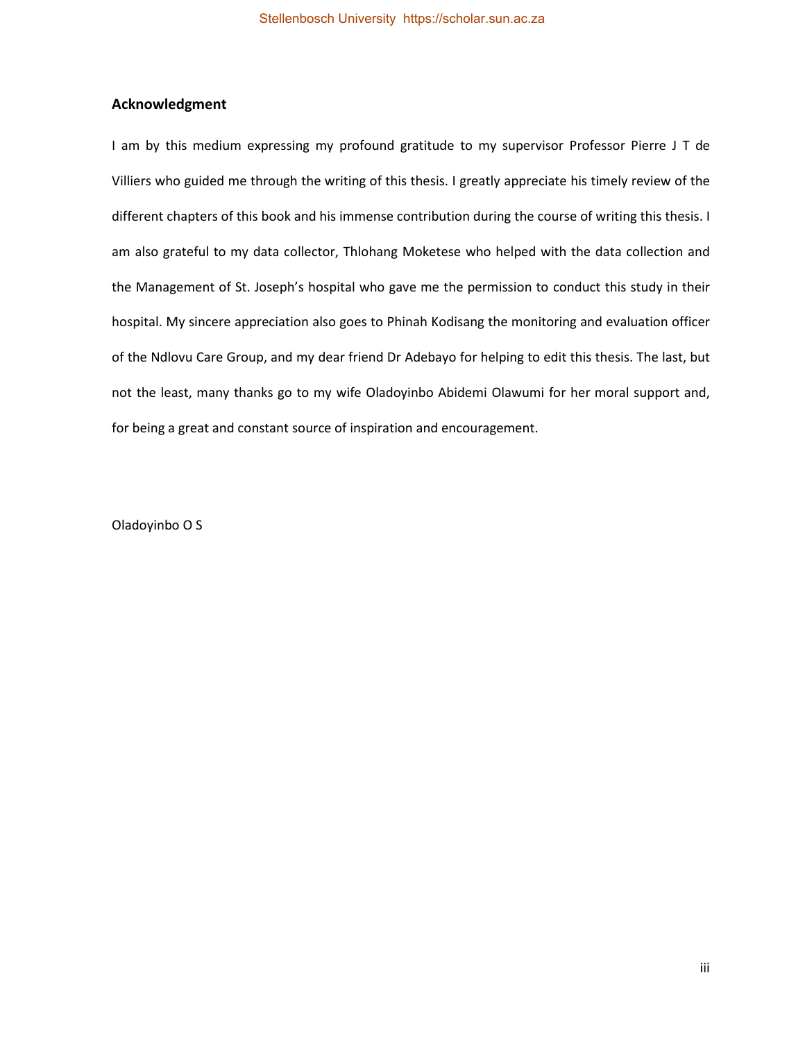## Acknowledgment

I am by this medium expressing my profound gratitude to my supervisor Professor Pierre J T de Villiers who guided me through the writing of this thesis. I greatly appreciate his timely review of the different chapters of this book and his immense contribution during the course of writing this thesis. I am also grateful to my data collector, Thlohang Moketese who helped with the data collection and the Management of St. Joseph's hospital who gave me the permission to conduct this study in their hospital. My sincere appreciation also goes to Phinah Kodisang the monitoring and evaluation officer of the Ndlovu Care Group, and my dear friend Dr Adebayo for helping to edit this thesis. The last, but not the least, many thanks go to my wife Oladoyinbo Abidemi Olawumi for her moral support and, for being a great and constant source of inspiration and encouragement.

Oladoyinbo O S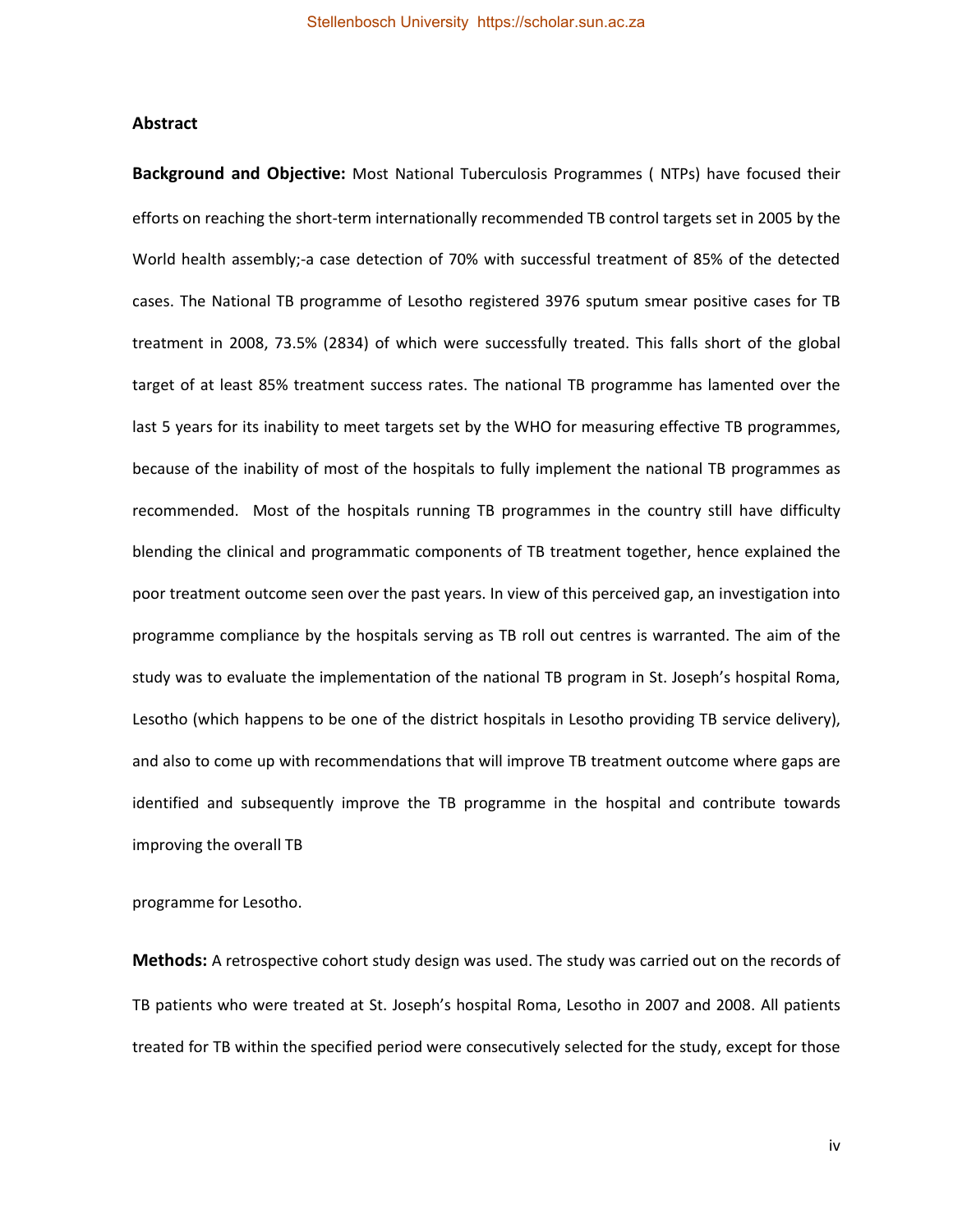## Abstract

**Background and Objective:** Most National Tuberculosis Programmes ( NTPs) have focused their efforts on reaching the short-term internationally recommended TB control targets set in 2005 by the World health assembly;-a case detection of 70% with successful treatment of 85% of the detected cases. The National TB programme of Lesotho registered 3976 sputum smear positive cases for TB treatment in 2008, 73.5% (2834) of which were successfully treated. This falls short of the global target of at least 85% treatment success rates. The national TB programme has lamented over the last 5 years for its inability to meet targets set by the WHO for measuring effective TB programmes, because of the inability of most of the hospitals to fully implement the national TB programmes as recommended. Most of the hospitals running TB programmes in the country still have difficulty blending the clinical and programmatic components of TB treatment together, hence explained the poor treatment outcome seen over the past years. In view of this perceived gap, an investigation into programme compliance by the hospitals serving as TB roll out centres is warranted. The aim of the study was to evaluate the implementation of the national TB program in St. Joseph's hospital Roma, Lesotho (which happens to be one of the district hospitals in Lesotho providing TB service delivery), and also to come up with recommendations that will improve TB treatment outcome where gaps are identified and subsequently improve the TB programme in the hospital and contribute towards improving the overall TB

programme for Lesotho.

**Methods:** A retrospective cohort study design was used. The study was carried out on the records of TB patients who were treated at St. Joseph's hospital Roma, Lesotho in 2007 and 2008. All patients treated for TB within the specified period were consecutively selected for the study, except for those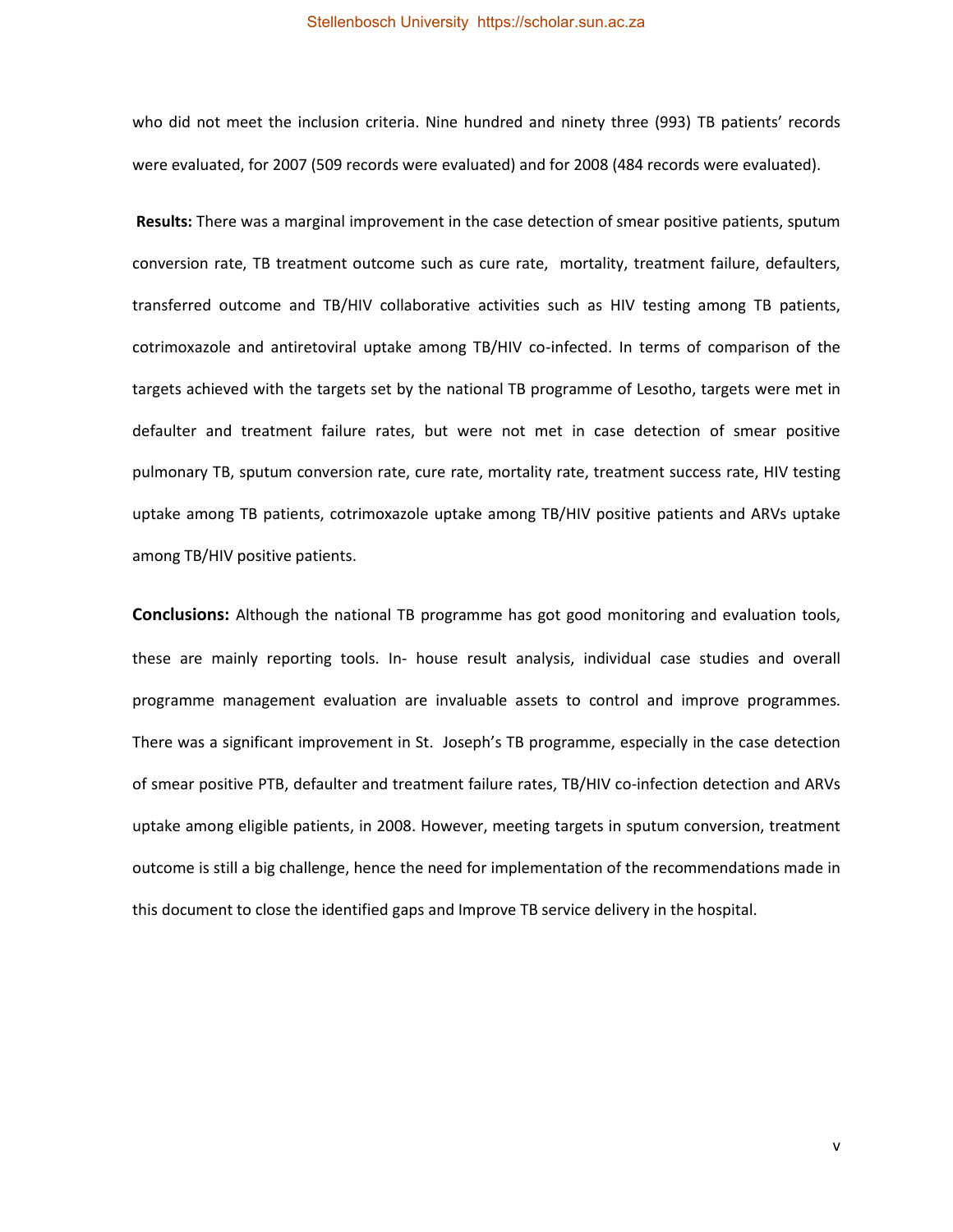who did not meet the inclusion criteria. Nine hundred and ninety three (993) TB patients' records were evaluated, for 2007 (509 records were evaluated) and for 2008 (484 records were evaluated).

**Results:** There was a marginal improvement in the case detection of smear positive patients, sputum conversion rate, TB treatment outcome such as cure rate, mortality, treatment failure, defaulters, transferred outcome and TB/HIV collaborative activities such as HIV testing among TB patients, cotrimoxazole and antiretoviral uptake among TB/HIV co-infected. In terms of comparison of the targets achieved with the targets set by the national TB programme of Lesotho, targets were met in defaulter and treatment failure rates, but were not met in case detection of smear positive pulmonary TB, sputum conversion rate, cure rate, mortality rate, treatment success rate, HIV testing uptake among TB patients, cotrimoxazole uptake among TB/HIV positive patients and ARVs uptake among TB/HIV positive patients.

**Conclusions:** Although the national TB programme has got good monitoring and evaluation tools, these are mainly reporting tools. In- house result analysis, individual case studies and overall programme management evaluation are invaluable assets to control and improve programmes. There was a significant improvement in St. Joseph's TB programme, especially in the case detection of smear positive PTB, defaulter and treatment failure rates, TB/HIV co-infection detection and ARVs uptake among eligible patients, in 2008. However, meeting targets in sputum conversion, treatment outcome is still a big challenge, hence the need for implementation of the recommendations made in this document to close the identified gaps and Improve TB service delivery in the hospital.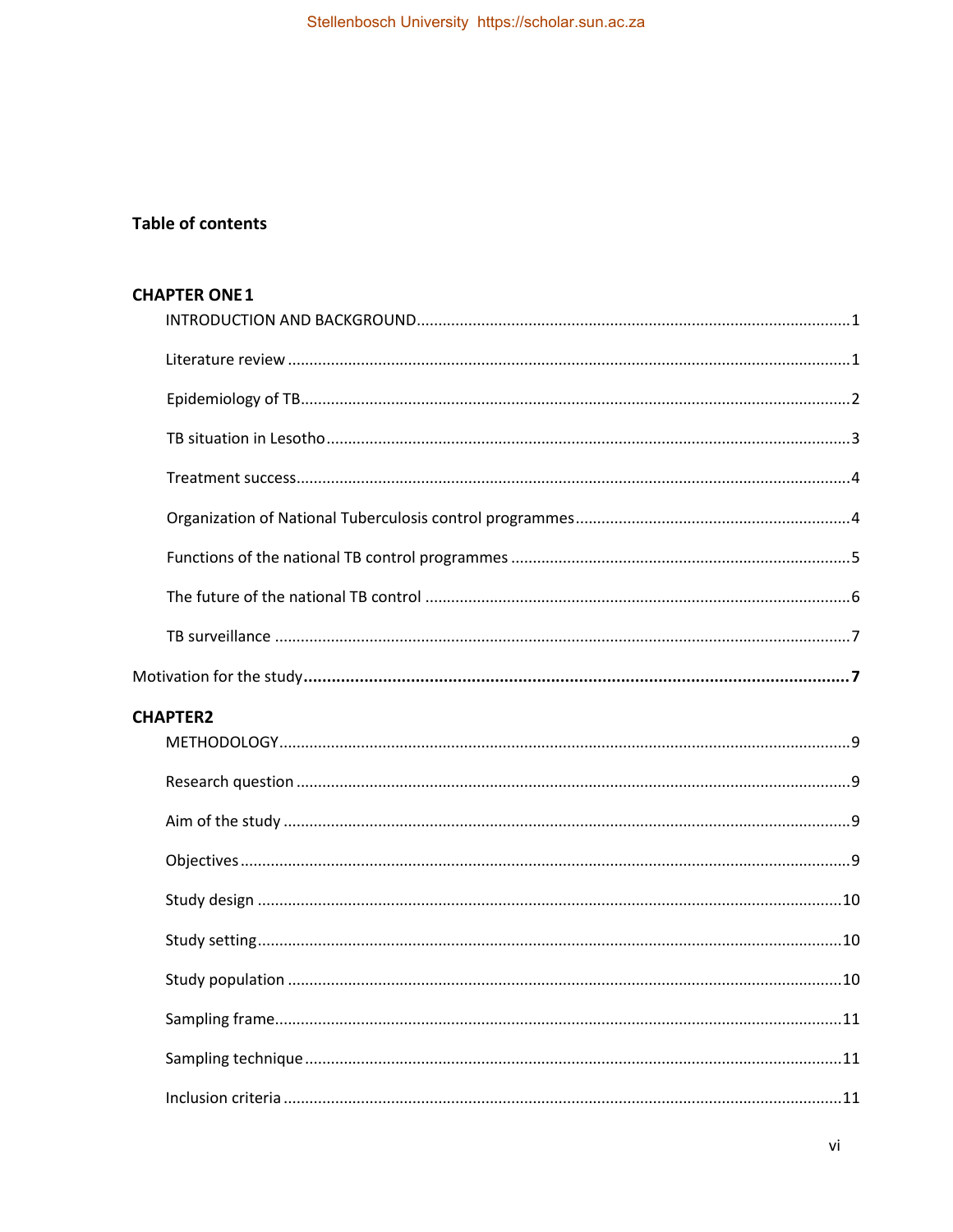**Table of contents**

**CHAPTER ONE 1**

INTRODUCTION AND BACKGROUND.....1

Literature review .....1

Epidemiology of TB.....2

TB situation in Lesotho.....3

Treatment success.....4

Organization of National Tuberculosis control programmes.....4

Functions of the national TB control programmes .....5

The future of the national TB control .....6

TB surveillance .....7

Motivation for the study.....**7**

**CHAPTER2**

METHODOLOGY.....9

Research question .....9

Aim of the study .....9

Objectives.....9

Study design .....10

Study setting.....10

Study population .....10

Sampling frame.....11

Sampling technique.....11

Inclusion criteria .....11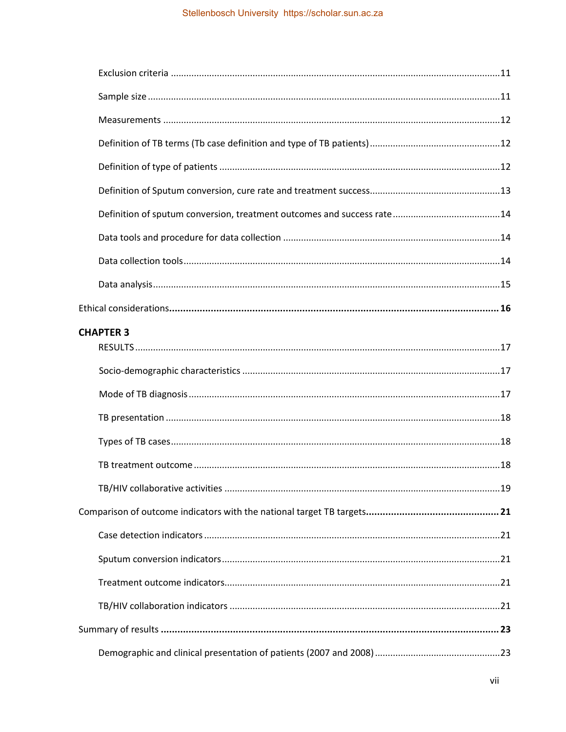Exclusion criteria ................................................................................................................11

Sample size ........................................................................................................................11

Measurements ....................................................................................................................12

Definition of TB terms (Tb case definition and type of TB patients) ..................................................12

Definition of type of patients ..............................................................................................12

Definition of Sputum conversion, cure rate and treatment success..................................................13

Definition of sputum conversion, treatment outcomes and success rate ..........................................14

Data tools and procedure for data collection ....................................................................14

Data collection tools..........................................................................................................14

Data analysis......................................................................................................................15

**Ethical considerations....................................................................................................................16**

**CHAPTER 3**

RESULTS ............................................................................................................................17

Socio-demographic characteristics ....................................................................................17

Mode of TB diagnosis ........................................................................................................17

TB presentation ..................................................................................................................18

Types of TB cases................................................................................................................18

TB treatment outcome ......................................................................................................18

TB/HIV collaborative activities ..........................................................................................19

Comparison of outcome indicators with the national target TB targets**...............................................21**

Case detection indicators ..................................................................................................21

Sputum conversion indicators............................................................................................21

Treatment outcome indicators............................................................................................21

TB/HIV collaboration indicators ........................................................................................21

Summary of results **..........................................................................................................................23**

Demographic and clinical presentation of patients (2007 and 2008) ................................................23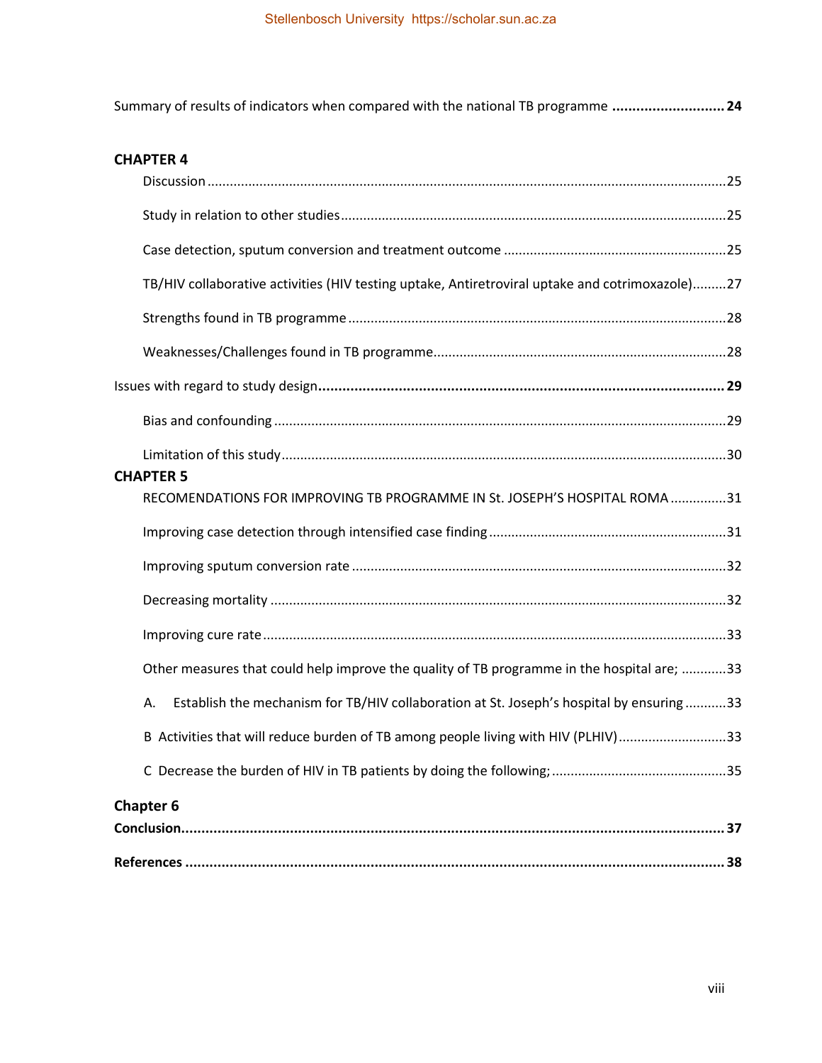Summary of results of indicators when compared with the national TB programme ............................ **24**

**CHAPTER 4**

Discussion ..........................................................................................................................25

Study in relation to other studies......................................................................................25

Case detection, sputum conversion and treatment outcome ...........................................................25

TB/HIV collaborative activities (HIV testing uptake, Antiretroviral uptake and cotrimoxazole).........27

Strengths found in TB programme ....................................................................................28

Weaknesses/Challenges found in TB programme..............................................................28

Issues with regard to study design.................................................................................................... **29**

Bias and confounding ........................................................................................................29

Limitation of this study......................................................................................................30

**CHAPTER 5**

RECOMENDATIONS FOR IMPROVING TB PROGRAMME IN St. JOSEPH'S HOSPITAL ROMA ...............31

Improving case detection through intensified case finding ...............................................31

Improving sputum conversion rate ...................................................................................32

Decreasing mortality .........................................................................................................32

Improving cure rate ...........................................................................................................33

Other measures that could help improve the quality of TB programme in the hospital are; ............33

A. Establish the mechanism for TB/HIV collaboration at St. Joseph's hospital by ensuring ...........33

B Activities that will reduce burden of TB among people living with HIV (PLHIV).............................33

C Decrease the burden of HIV in TB patients by doing the following; ...............................................35

**Chapter 6**

**Conclusion....................................................................................................................................... 37**

**References ..................................................................................................................................... 38**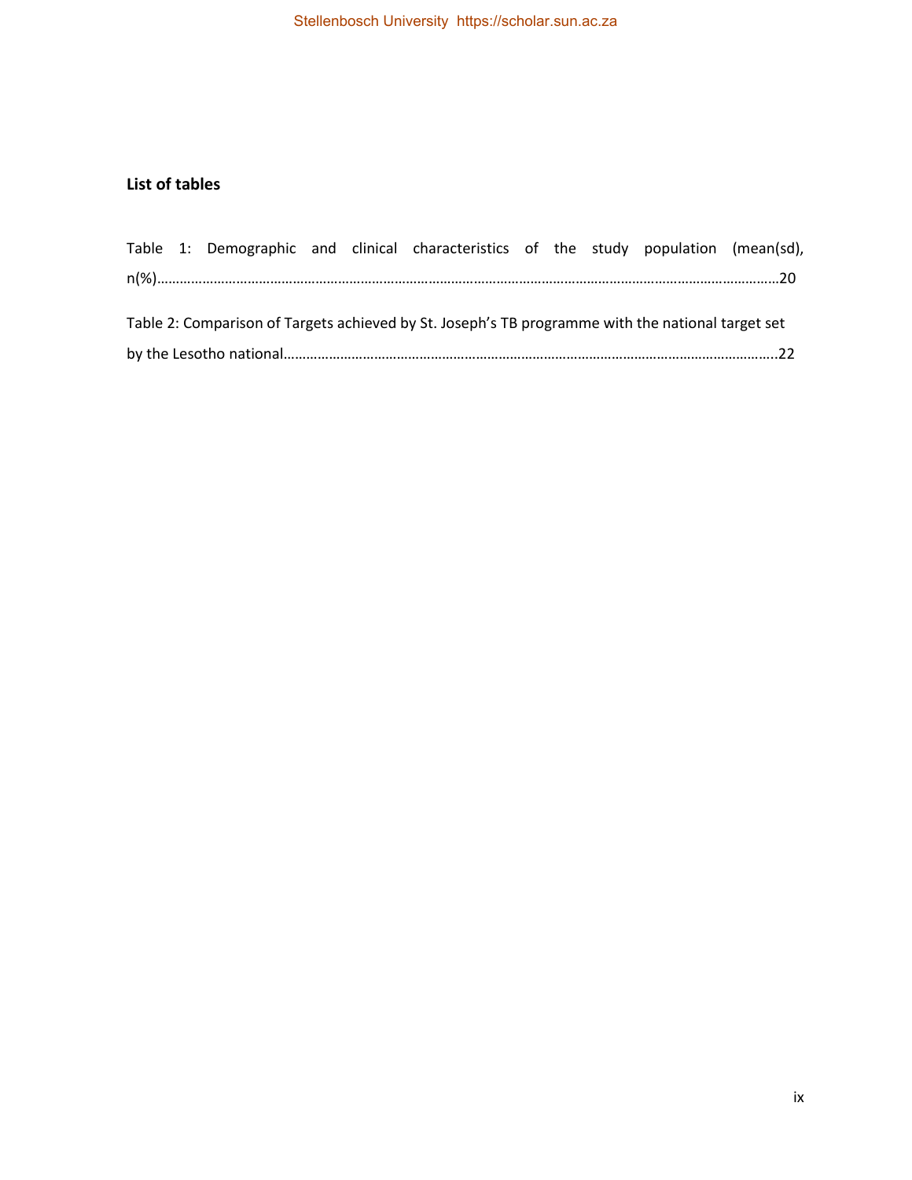## List of tables

Table 1: Demographic and clinical characteristics of the study population (mean(sd), n(%)……………………………………………………………………………………………………………………………………………20

Table 2: Comparison of Targets achieved by St. Joseph's TB programme with the national target set by the Lesotho national………………………………………………………………………………………………………………..22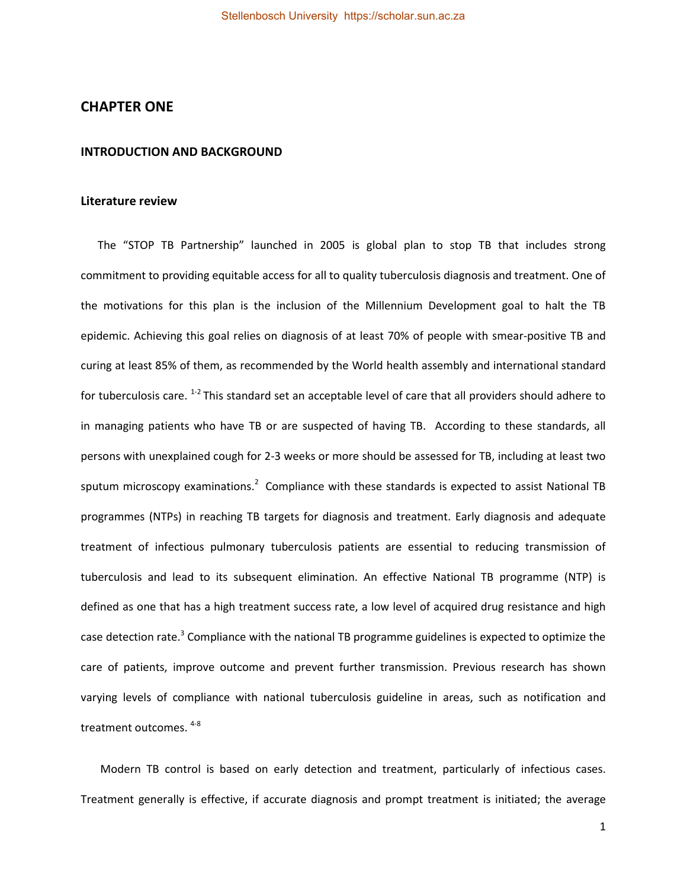# CHAPTER ONE

## INTRODUCTION AND BACKGROUND

### Literature review

The "STOP TB Partnership" launched in 2005 is global plan to stop TB that includes strong commitment to providing equitable access for all to quality tuberculosis diagnosis and treatment. One of the motivations for this plan is the inclusion of the Millennium Development goal to halt the TB epidemic. Achieving this goal relies on diagnosis of at least 70% of people with smear-positive TB and curing at least 85% of them, as recommended by the World health assembly and international standard for tuberculosis care. [1-2] This standard set an acceptable level of care that all providers should adhere to in managing patients who have TB or are suspected of having TB. According to these standards, all persons with unexplained cough for 2-3 weeks or more should be assessed for TB, including at least two sputum microscopy examinations.[2] Compliance with these standards is expected to assist National TB programmes (NTPs) in reaching TB targets for diagnosis and treatment. Early diagnosis and adequate treatment of infectious pulmonary tuberculosis patients are essential to reducing transmission of tuberculosis and lead to its subsequent elimination. An effective National TB programme (NTP) is defined as one that has a high treatment success rate, a low level of acquired drug resistance and high case detection rate.[3] Compliance with the national TB programme guidelines is expected to optimize the care of patients, improve outcome and prevent further transmission. Previous research has shown varying levels of compliance with national tuberculosis guideline in areas, such as notification and treatment outcomes. [4-8]

Modern TB control is based on early detection and treatment, particularly of infectious cases. Treatment generally is effective, if accurate diagnosis and prompt treatment is initiated; the average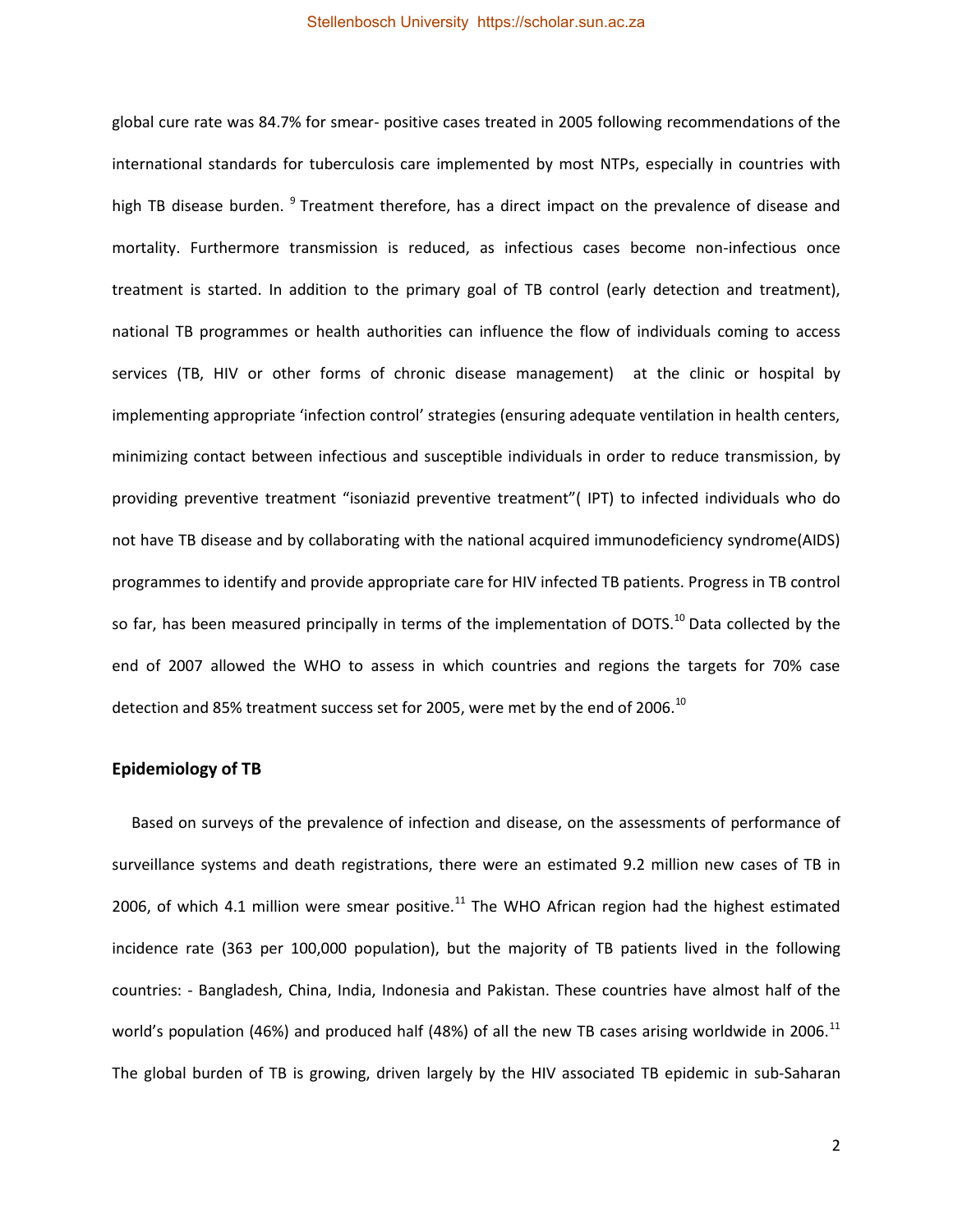global cure rate was 84.7% for smear- positive cases treated in 2005 following recommendations of the international standards for tuberculosis care implemented by most NTPs, especially in countries with high TB disease burden. [9] Treatment therefore, has a direct impact on the prevalence of disease and mortality. Furthermore transmission is reduced, as infectious cases become non-infectious once treatment is started. In addition to the primary goal of TB control (early detection and treatment), national TB programmes or health authorities can influence the flow of individuals coming to access services (TB, HIV or other forms of chronic disease management) at the clinic or hospital by implementing appropriate 'infection control' strategies (ensuring adequate ventilation in health centers, minimizing contact between infectious and susceptible individuals in order to reduce transmission, by providing preventive treatment "isoniazid preventive treatment"( IPT) to infected individuals who do not have TB disease and by collaborating with the national acquired immunodeficiency syndrome(AIDS) programmes to identify and provide appropriate care for HIV infected TB patients. Progress in TB control so far, has been measured principally in terms of the implementation of DOTS.[10] Data collected by the end of 2007 allowed the WHO to assess in which countries and regions the targets for 70% case detection and 85% treatment success set for 2005, were met by the end of 2006.[10]

## Epidemiology of TB

Based on surveys of the prevalence of infection and disease, on the assessments of performance of surveillance systems and death registrations, there were an estimated 9.2 million new cases of TB in 2006, of which 4.1 million were smear positive.[11] The WHO African region had the highest estimated incidence rate (363 per 100,000 population), but the majority of TB patients lived in the following countries: - Bangladesh, China, India, Indonesia and Pakistan. These countries have almost half of the world's population (46%) and produced half (48%) of all the new TB cases arising worldwide in 2006.[11] The global burden of TB is growing, driven largely by the HIV associated TB epidemic in sub-Saharan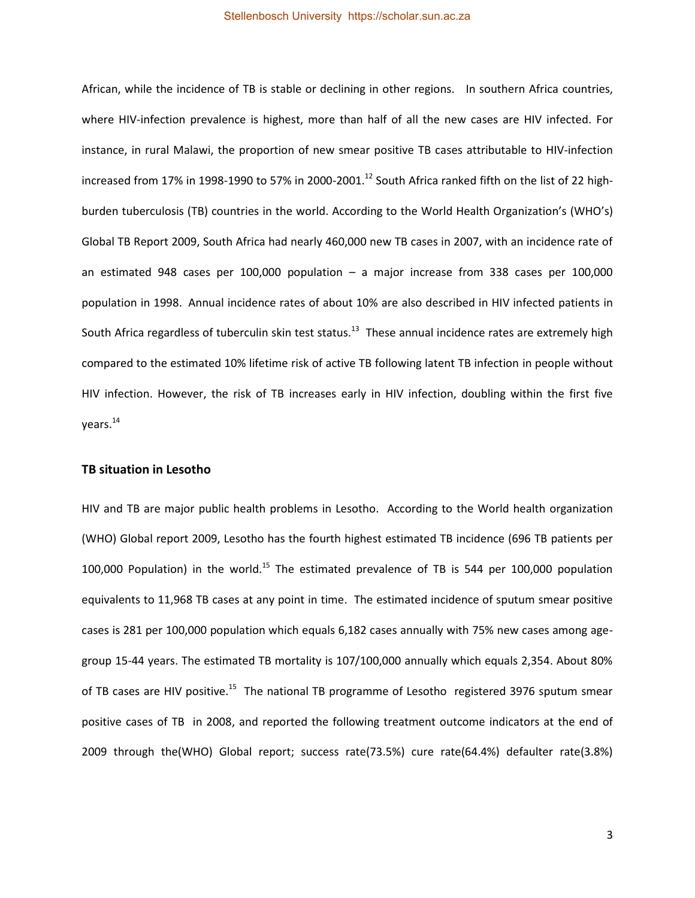African, while the incidence of TB is stable or declining in other regions. In southern Africa countries, where HIV-infection prevalence is highest, more than half of all the new cases are HIV infected. For instance, in rural Malawi, the proportion of new smear positive TB cases attributable to HIV-infection increased from 17% in 1998-1990 to 57% in 2000-2001.[12] South Africa ranked fifth on the list of 22 high-burden tuberculosis (TB) countries in the world. According to the World Health Organization's (WHO's) Global TB Report 2009, South Africa had nearly 460,000 new TB cases in 2007, with an incidence rate of an estimated 948 cases per 100,000 population – a major increase from 338 cases per 100,000 population in 1998. Annual incidence rates of about 10% are also described in HIV infected patients in South Africa regardless of tuberculin skin test status.[13] These annual incidence rates are extremely high compared to the estimated 10% lifetime risk of active TB following latent TB infection in people without HIV infection. However, the risk of TB increases early in HIV infection, doubling within the first five years.[14]

### TB situation in Lesotho

HIV and TB are major public health problems in Lesotho. According to the World health organization (WHO) Global report 2009, Lesotho has the fourth highest estimated TB incidence (696 TB patients per 100,000 Population) in the world.[15] The estimated prevalence of TB is 544 per 100,000 population equivalents to 11,968 TB cases at any point in time. The estimated incidence of sputum smear positive cases is 281 per 100,000 population which equals 6,182 cases annually with 75% new cases among age-group 15-44 years. The estimated TB mortality is 107/100,000 annually which equals 2,354. About 80% of TB cases are HIV positive.[15] The national TB programme of Lesotho registered 3976 sputum smear positive cases of TB in 2008, and reported the following treatment outcome indicators at the end of 2009 through the(WHO) Global report; success rate(73.5%) cure rate(64.4%) defaulter rate(3.8%)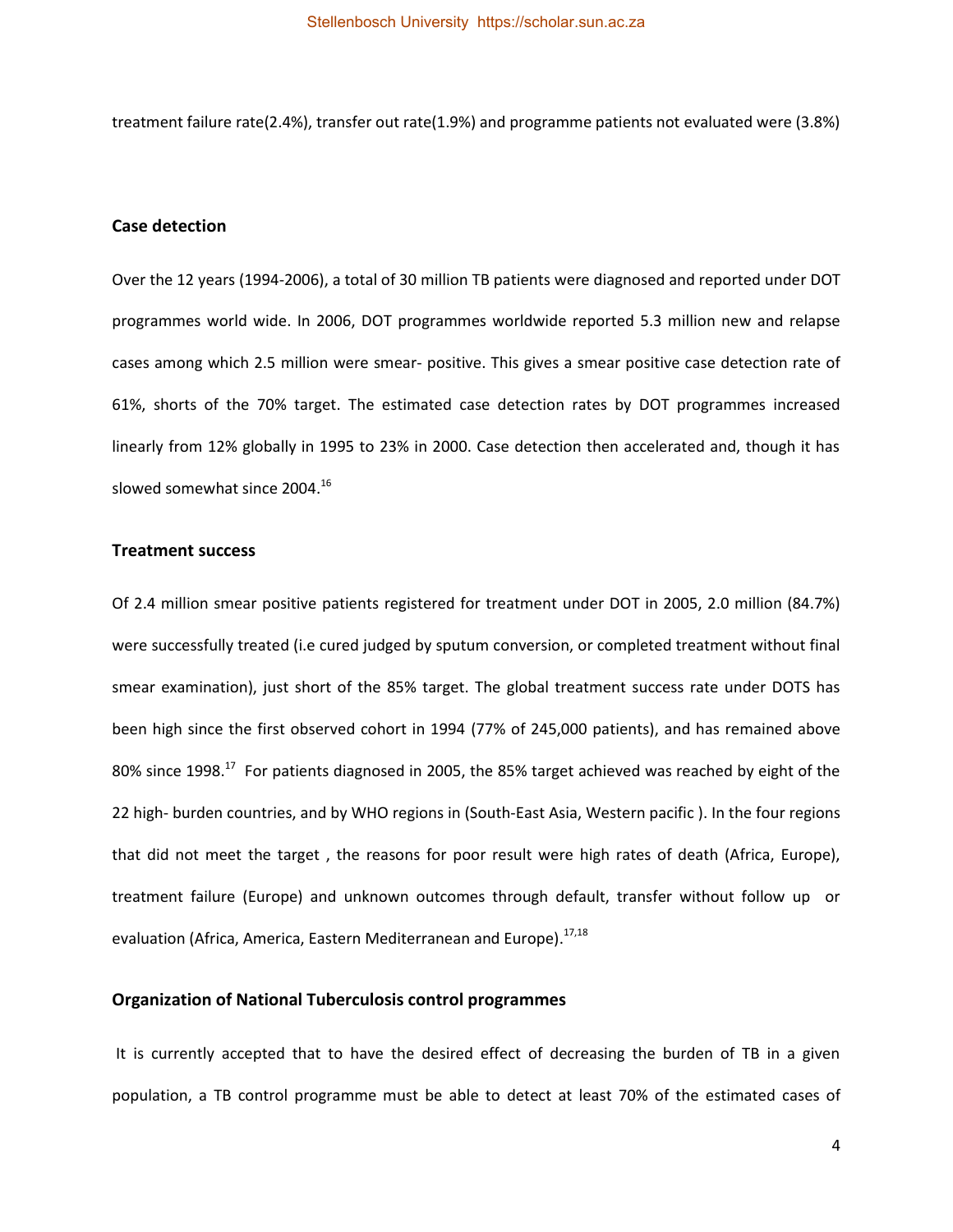treatment failure rate(2.4%), transfer out rate(1.9%) and programme patients not evaluated were (3.8%)

### Case detection

Over the 12 years (1994-2006), a total of 30 million TB patients were diagnosed and reported under DOT programmes world wide. In 2006, DOT programmes worldwide reported 5.3 million new and relapse cases among which 2.5 million were smear- positive. This gives a smear positive case detection rate of 61%, shorts of the 70% target. The estimated case detection rates by DOT programmes increased linearly from 12% globally in 1995 to 23% in 2000. Case detection then accelerated and, though it has slowed somewhat since 2004.[16]

### Treatment success

Of 2.4 million smear positive patients registered for treatment under DOT in 2005, 2.0 million (84.7%) were successfully treated (i.e cured judged by sputum conversion, or completed treatment without final smear examination), just short of the 85% target. The global treatment success rate under DOTS has been high since the first observed cohort in 1994 (77% of 245,000 patients), and has remained above 80% since 1998.[17] For patients diagnosed in 2005, the 85% target achieved was reached by eight of the 22 high- burden countries, and by WHO regions in (South-East Asia, Western pacific ). In the four regions that did not meet the target , the reasons for poor result were high rates of death (Africa, Europe), treatment failure (Europe) and unknown outcomes through default, transfer without follow up or evaluation (Africa, America, Eastern Mediterranean and Europe).[17,18]

### Organization of National Tuberculosis control programmes

It is currently accepted that to have the desired effect of decreasing the burden of TB in a given population, a TB control programme must be able to detect at least 70% of the estimated cases of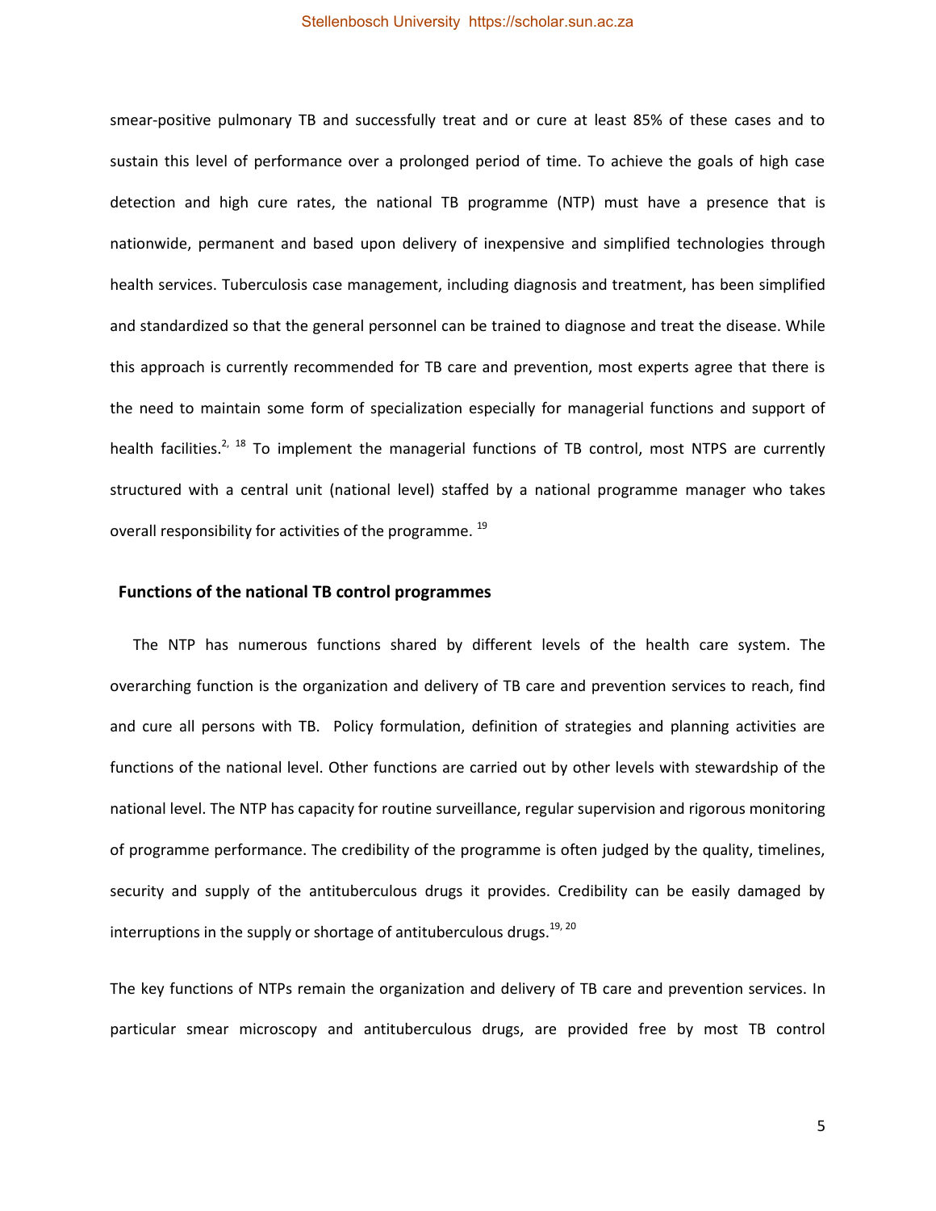smear-positive pulmonary TB and successfully treat and or cure at least 85% of these cases and to sustain this level of performance over a prolonged period of time. To achieve the goals of high case detection and high cure rates, the national TB programme (NTP) must have a presence that is nationwide, permanent and based upon delivery of inexpensive and simplified technologies through health services. Tuberculosis case management, including diagnosis and treatment, has been simplified and standardized so that the general personnel can be trained to diagnose and treat the disease. While this approach is currently recommended for TB care and prevention, most experts agree that there is the need to maintain some form of specialization especially for managerial functions and support of health facilities.[2, 18] To implement the managerial functions of TB control, most NTPS are currently structured with a central unit (national level) staffed by a national programme manager who takes overall responsibility for activities of the programme. [19]

## Functions of the national TB control programmes

The NTP has numerous functions shared by different levels of the health care system. The overarching function is the organization and delivery of TB care and prevention services to reach, find and cure all persons with TB. Policy formulation, definition of strategies and planning activities are functions of the national level. Other functions are carried out by other levels with stewardship of the national level. The NTP has capacity for routine surveillance, regular supervision and rigorous monitoring of programme performance. The credibility of the programme is often judged by the quality, timelines, security and supply of the antituberculous drugs it provides. Credibility can be easily damaged by interruptions in the supply or shortage of antituberculous drugs.[19, 20]

The key functions of NTPs remain the organization and delivery of TB care and prevention services. In particular smear microscopy and antituberculous drugs, are provided free by most TB control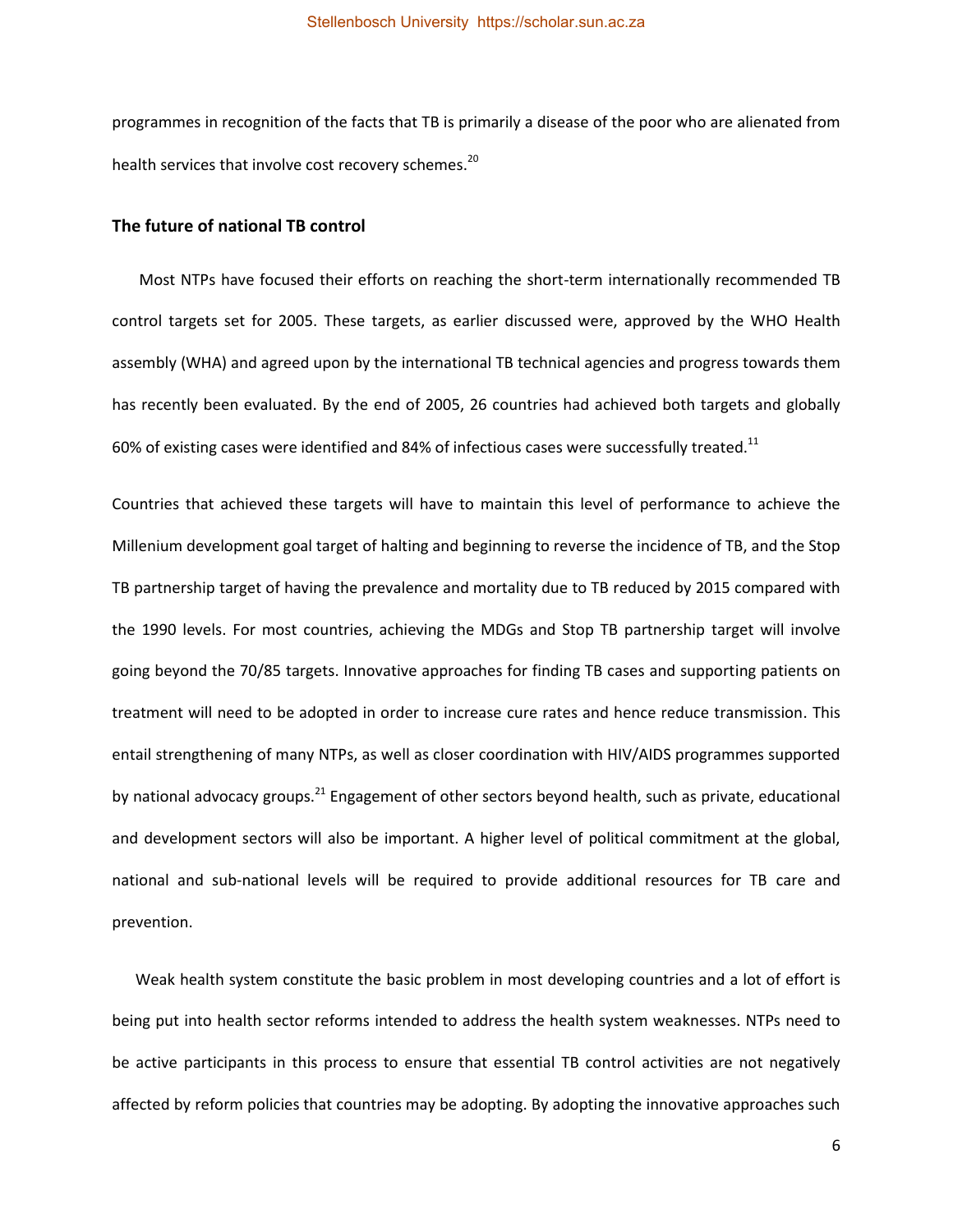programmes in recognition of the facts that TB is primarily a disease of the poor who are alienated from health services that involve cost recovery schemes.[20]

## The future of national TB control

Most NTPs have focused their efforts on reaching the short-term internationally recommended TB control targets set for 2005. These targets, as earlier discussed were, approved by the WHO Health assembly (WHA) and agreed upon by the international TB technical agencies and progress towards them has recently been evaluated. By the end of 2005, 26 countries had achieved both targets and globally 60% of existing cases were identified and 84% of infectious cases were successfully treated.[11]

Countries that achieved these targets will have to maintain this level of performance to achieve the Millenium development goal target of halting and beginning to reverse the incidence of TB, and the Stop TB partnership target of having the prevalence and mortality due to TB reduced by 2015 compared with the 1990 levels. For most countries, achieving the MDGs and Stop TB partnership target will involve going beyond the 70/85 targets. Innovative approaches for finding TB cases and supporting patients on treatment will need to be adopted in order to increase cure rates and hence reduce transmission. This entail strengthening of many NTPs, as well as closer coordination with HIV/AIDS programmes supported by national advocacy groups.[21] Engagement of other sectors beyond health, such as private, educational and development sectors will also be important. A higher level of political commitment at the global, national and sub-national levels will be required to provide additional resources for TB care and prevention.

Weak health system constitute the basic problem in most developing countries and a lot of effort is being put into health sector reforms intended to address the health system weaknesses. NTPs need to be active participants in this process to ensure that essential TB control activities are not negatively affected by reform policies that countries may be adopting. By adopting the innovative approaches such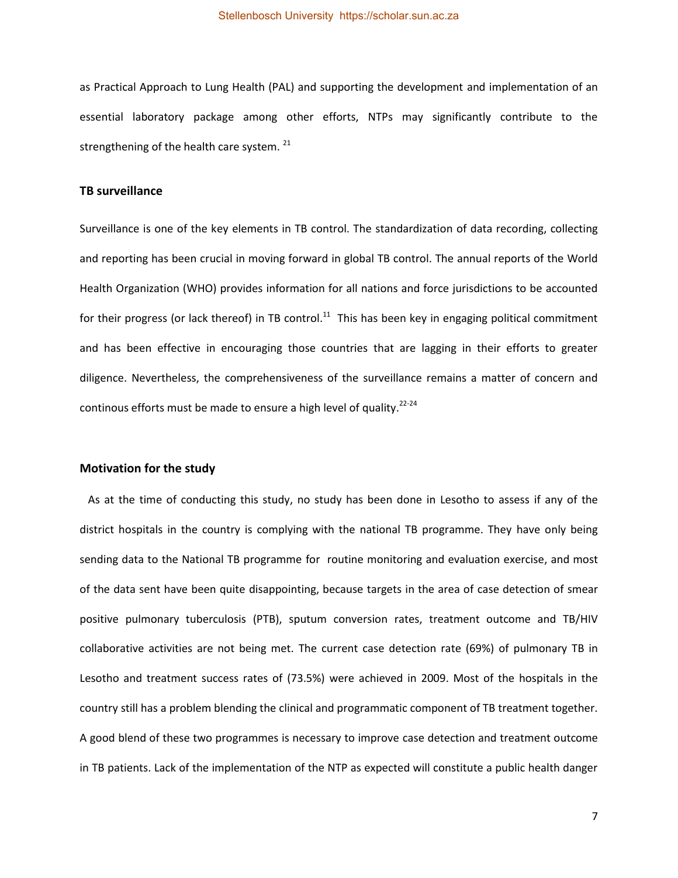as Practical Approach to Lung Health (PAL) and supporting the development and implementation of an essential laboratory package among other efforts, NTPs may significantly contribute to the strengthening of the health care system. [21]

### TB surveillance

Surveillance is one of the key elements in TB control. The standardization of data recording, collecting and reporting has been crucial in moving forward in global TB control. The annual reports of the World Health Organization (WHO) provides information for all nations and force jurisdictions to be accounted for their progress (or lack thereof) in TB control.[11] This has been key in engaging political commitment and has been effective in encouraging those countries that are lagging in their efforts to greater diligence. Nevertheless, the comprehensiveness of the surveillance remains a matter of concern and continous efforts must be made to ensure a high level of quality.[22-24]

### Motivation for the study

As at the time of conducting this study, no study has been done in Lesotho to assess if any of the district hospitals in the country is complying with the national TB programme. They have only being sending data to the National TB programme for routine monitoring and evaluation exercise, and most of the data sent have been quite disappointing, because targets in the area of case detection of smear positive pulmonary tuberculosis (PTB), sputum conversion rates, treatment outcome and TB/HIV collaborative activities are not being met. The current case detection rate (69%) of pulmonary TB in Lesotho and treatment success rates of (73.5%) were achieved in 2009. Most of the hospitals in the country still has a problem blending the clinical and programmatic component of TB treatment together. A good blend of these two programmes is necessary to improve case detection and treatment outcome in TB patients. Lack of the implementation of the NTP as expected will constitute a public health danger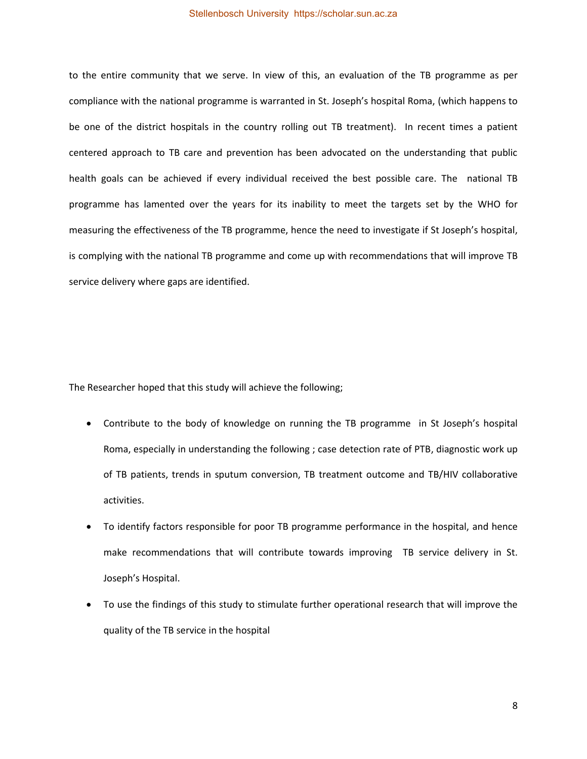to the entire community that we serve. In view of this, an evaluation of the TB programme as per compliance with the national programme is warranted in St. Joseph's hospital Roma, (which happens to be one of the district hospitals in the country rolling out TB treatment). In recent times a patient centered approach to TB care and prevention has been advocated on the understanding that public health goals can be achieved if every individual received the best possible care. The national TB programme has lamented over the years for its inability to meet the targets set by the WHO for measuring the effectiveness of the TB programme, hence the need to investigate if St Joseph's hospital, is complying with the national TB programme and come up with recommendations that will improve TB service delivery where gaps are identified.

The Researcher hoped that this study will achieve the following;

- Contribute to the body of knowledge on running the TB programme in St Joseph's hospital Roma, especially in understanding the following ; case detection rate of PTB, diagnostic work up of TB patients, trends in sputum conversion, TB treatment outcome and TB/HIV collaborative activities.
- To identify factors responsible for poor TB programme performance in the hospital, and hence make recommendations that will contribute towards improving TB service delivery in St. Joseph's Hospital.
- To use the findings of this study to stimulate further operational research that will improve the quality of the TB service in the hospital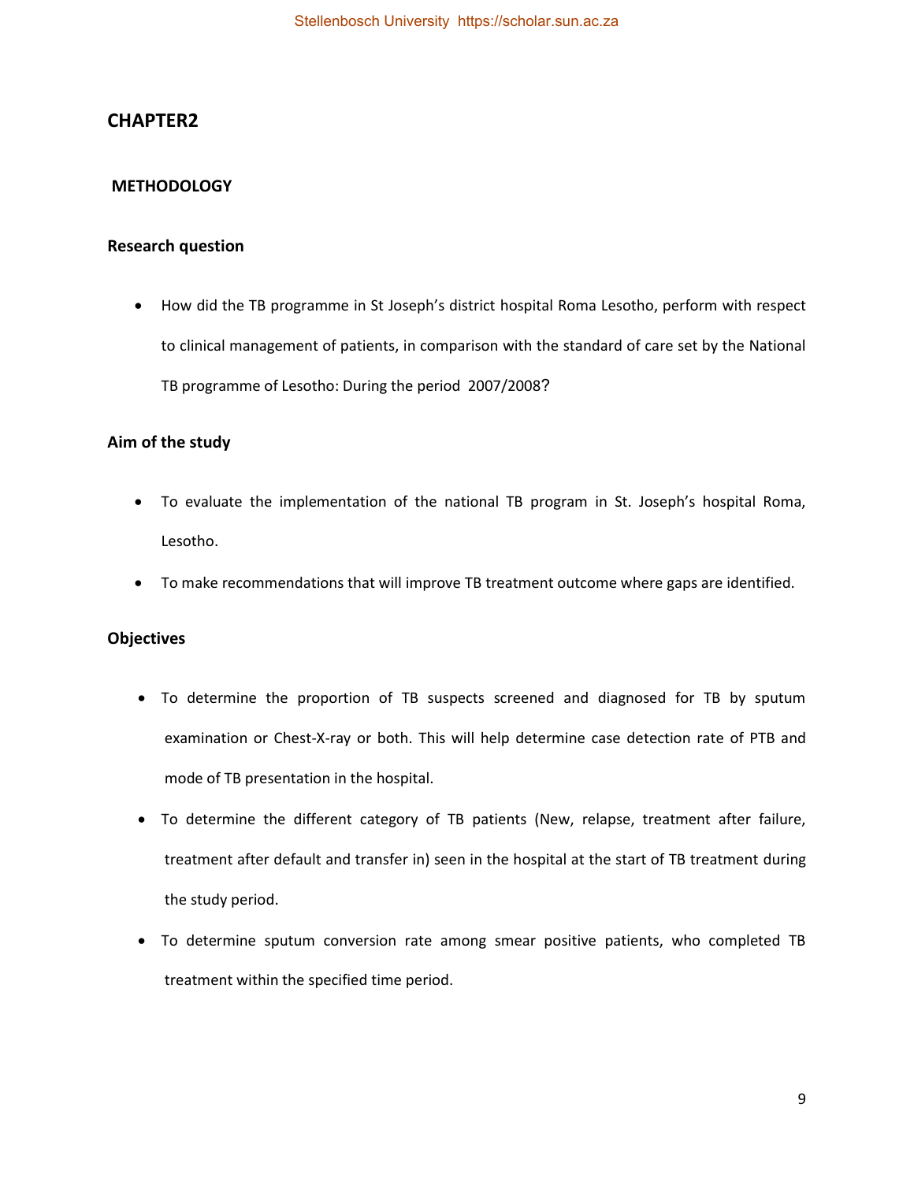# CHAPTER2

## METHODOLOGY

### Research question

- How did the TB programme in St Joseph's district hospital Roma Lesotho, perform with respect to clinical management of patients, in comparison with the standard of care set by the National TB programme of Lesotho: During the period 2007/2008?

### Aim of the study

- To evaluate the implementation of the national TB program in St. Joseph's hospital Roma, Lesotho.
- To make recommendations that will improve TB treatment outcome where gaps are identified.

### Objectives

- To determine the proportion of TB suspects screened and diagnosed for TB by sputum examination or Chest-X-ray or both. This will help determine case detection rate of PTB and mode of TB presentation in the hospital.
- To determine the different category of TB patients (New, relapse, treatment after failure, treatment after default and transfer in) seen in the hospital at the start of TB treatment during the study period.
- To determine sputum conversion rate among smear positive patients, who completed TB treatment within the specified time period.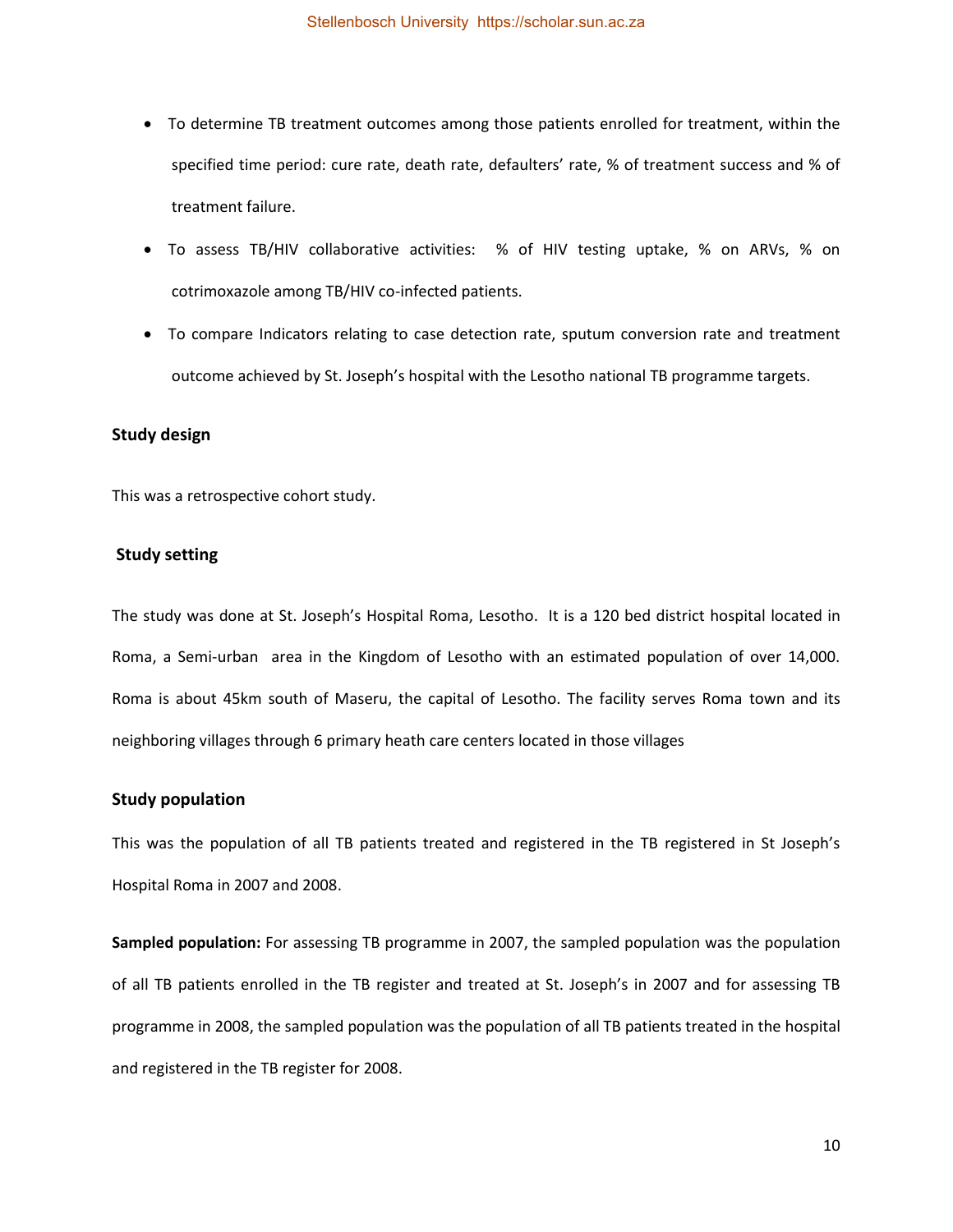- To determine TB treatment outcomes among those patients enrolled for treatment, within the specified time period: cure rate, death rate, defaulters' rate, % of treatment success and % of treatment failure.
- To assess TB/HIV collaborative activities: % of HIV testing uptake, % on ARVs, % on cotrimoxazole among TB/HIV co-infected patients.
- To compare Indicators relating to case detection rate, sputum conversion rate and treatment outcome achieved by St. Joseph's hospital with the Lesotho national TB programme targets.

### Study design

This was a retrospective cohort study.

### Study setting

The study was done at St. Joseph's Hospital Roma, Lesotho. It is a 120 bed district hospital located in Roma, a Semi-urban area in the Kingdom of Lesotho with an estimated population of over 14,000. Roma is about 45km south of Maseru, the capital of Lesotho. The facility serves Roma town and its neighboring villages through 6 primary heath care centers located in those villages

### Study population

This was the population of all TB patients treated and registered in the TB registered in St Joseph's Hospital Roma in 2007 and 2008.

**Sampled population:** For assessing TB programme in 2007, the sampled population was the population of all TB patients enrolled in the TB register and treated at St. Joseph's in 2007 and for assessing TB programme in 2008, the sampled population was the population of all TB patients treated in the hospital and registered in the TB register for 2008.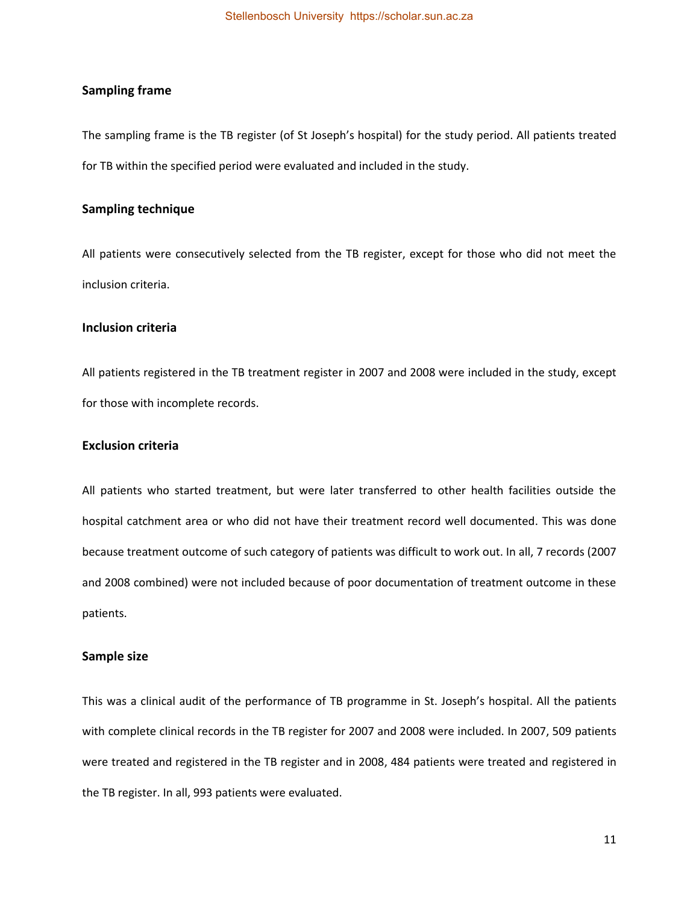### Sampling frame

The sampling frame is the TB register (of St Joseph's hospital) for the study period. All patients treated for TB within the specified period were evaluated and included in the study.

### Sampling technique

All patients were consecutively selected from the TB register, except for those who did not meet the inclusion criteria.

### Inclusion criteria

All patients registered in the TB treatment register in 2007 and 2008 were included in the study, except for those with incomplete records.

### Exclusion criteria

All patients who started treatment, but were later transferred to other health facilities outside the hospital catchment area or who did not have their treatment record well documented. This was done because treatment outcome of such category of patients was difficult to work out. In all, 7 records (2007 and 2008 combined) were not included because of poor documentation of treatment outcome in these patients.

### Sample size

This was a clinical audit of the performance of TB programme in St. Joseph's hospital. All the patients with complete clinical records in the TB register for 2007 and 2008 were included. In 2007, 509 patients were treated and registered in the TB register and in 2008, 484 patients were treated and registered in the TB register. In all, 993 patients were evaluated.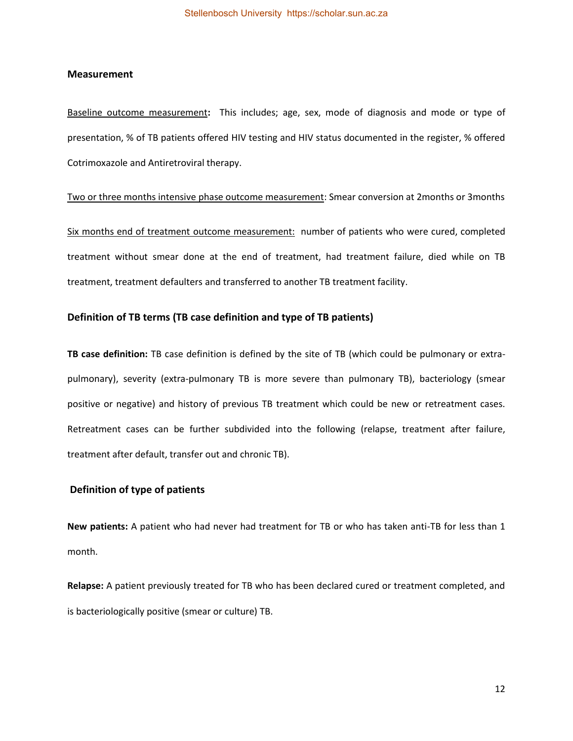### Measurement

Baseline outcome measurement**:** This includes; age, sex, mode of diagnosis and mode or type of presentation, % of TB patients offered HIV testing and HIV status documented in the register, % offered Cotrimoxazole and Antiretroviral therapy.

Two or three months intensive phase outcome measurement: Smear conversion at 2months or 3months

Six months end of treatment outcome measurement: number of patients who were cured, completed treatment without smear done at the end of treatment, had treatment failure, died while on TB treatment, treatment defaulters and transferred to another TB treatment facility.

### Definition of TB terms (TB case definition and type of TB patients)

**TB case definition:** TB case definition is defined by the site of TB (which could be pulmonary or extra-pulmonary), severity (extra-pulmonary TB is more severe than pulmonary TB), bacteriology (smear positive or negative) and history of previous TB treatment which could be new or retreatment cases. Retreatment cases can be further subdivided into the following (relapse, treatment after failure, treatment after default, transfer out and chronic TB).

### Definition of type of patients

**New patients:** A patient who had never had treatment for TB or who has taken anti-TB for less than 1 month.

**Relapse:** A patient previously treated for TB who has been declared cured or treatment completed, and is bacteriologically positive (smear or culture) TB.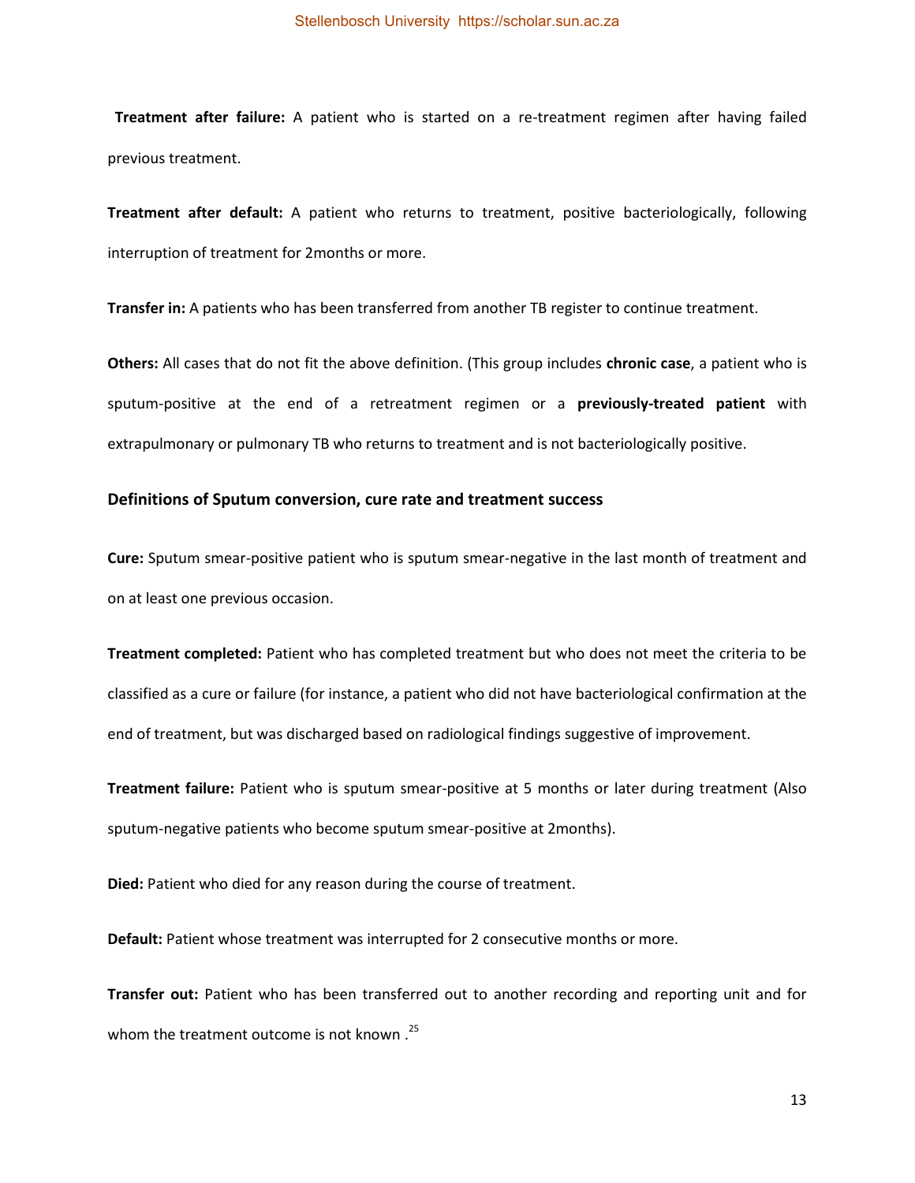**Treatment after failure:** A patient who is started on a re-treatment regimen after having failed previous treatment.

**Treatment after default:** A patient who returns to treatment, positive bacteriologically, following interruption of treatment for 2months or more.

**Transfer in:** A patients who has been transferred from another TB register to continue treatment.

**Others:** All cases that do not fit the above definition. (This group includes **chronic case**, a patient who is sputum-positive at the end of a retreatment regimen or a **previously-treated patient** with extrapulmonary or pulmonary TB who returns to treatment and is not bacteriologically positive.

### Definitions of Sputum conversion, cure rate and treatment success

**Cure:** Sputum smear-positive patient who is sputum smear-negative in the last month of treatment and on at least one previous occasion.

**Treatment completed:** Patient who has completed treatment but who does not meet the criteria to be classified as a cure or failure (for instance, a patient who did not have bacteriological confirmation at the end of treatment, but was discharged based on radiological findings suggestive of improvement.

**Treatment failure:** Patient who is sputum smear-positive at 5 months or later during treatment (Also sputum-negative patients who become sputum smear-positive at 2months).

**Died:** Patient who died for any reason during the course of treatment.

**Default:** Patient whose treatment was interrupted for 2 consecutive months or more.

**Transfer out:** Patient who has been transferred out to another recording and reporting unit and for whom the treatment outcome is not known .[25]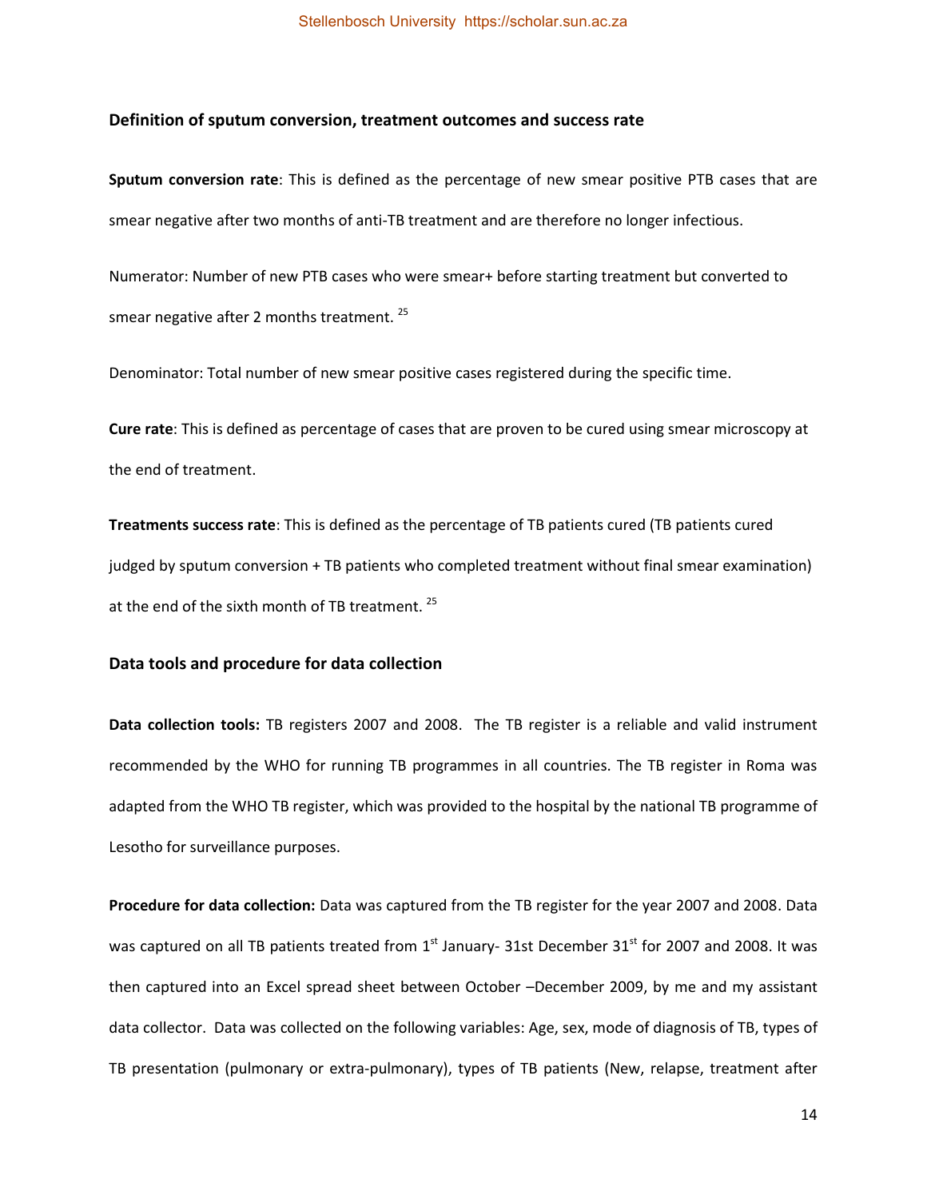### Definition of sputum conversion, treatment outcomes and success rate

**Sputum conversion rate**: This is defined as the percentage of new smear positive PTB cases that are smear negative after two months of anti-TB treatment and are therefore no longer infectious.

Numerator: Number of new PTB cases who were smear+ before starting treatment but converted to smear negative after 2 months treatment. [25]

Denominator: Total number of new smear positive cases registered during the specific time.

**Cure rate**: This is defined as percentage of cases that are proven to be cured using smear microscopy at the end of treatment.

**Treatments success rate**: This is defined as the percentage of TB patients cured (TB patients cured judged by sputum conversion + TB patients who completed treatment without final smear examination) at the end of the sixth month of TB treatment. [25]

### Data tools and procedure for data collection

**Data collection tools:** TB registers 2007 and 2008. The TB register is a reliable and valid instrument recommended by the WHO for running TB programmes in all countries. The TB register in Roma was adapted from the WHO TB register, which was provided to the hospital by the national TB programme of Lesotho for surveillance purposes.

**Procedure for data collection:** Data was captured from the TB register for the year 2007 and 2008. Data was captured on all TB patients treated from 1st January- 31st December 31st for 2007 and 2008. It was then captured into an Excel spread sheet between October –December 2009, by me and my assistant data collector. Data was collected on the following variables: Age, sex, mode of diagnosis of TB, types of TB presentation (pulmonary or extra-pulmonary), types of TB patients (New, relapse, treatment after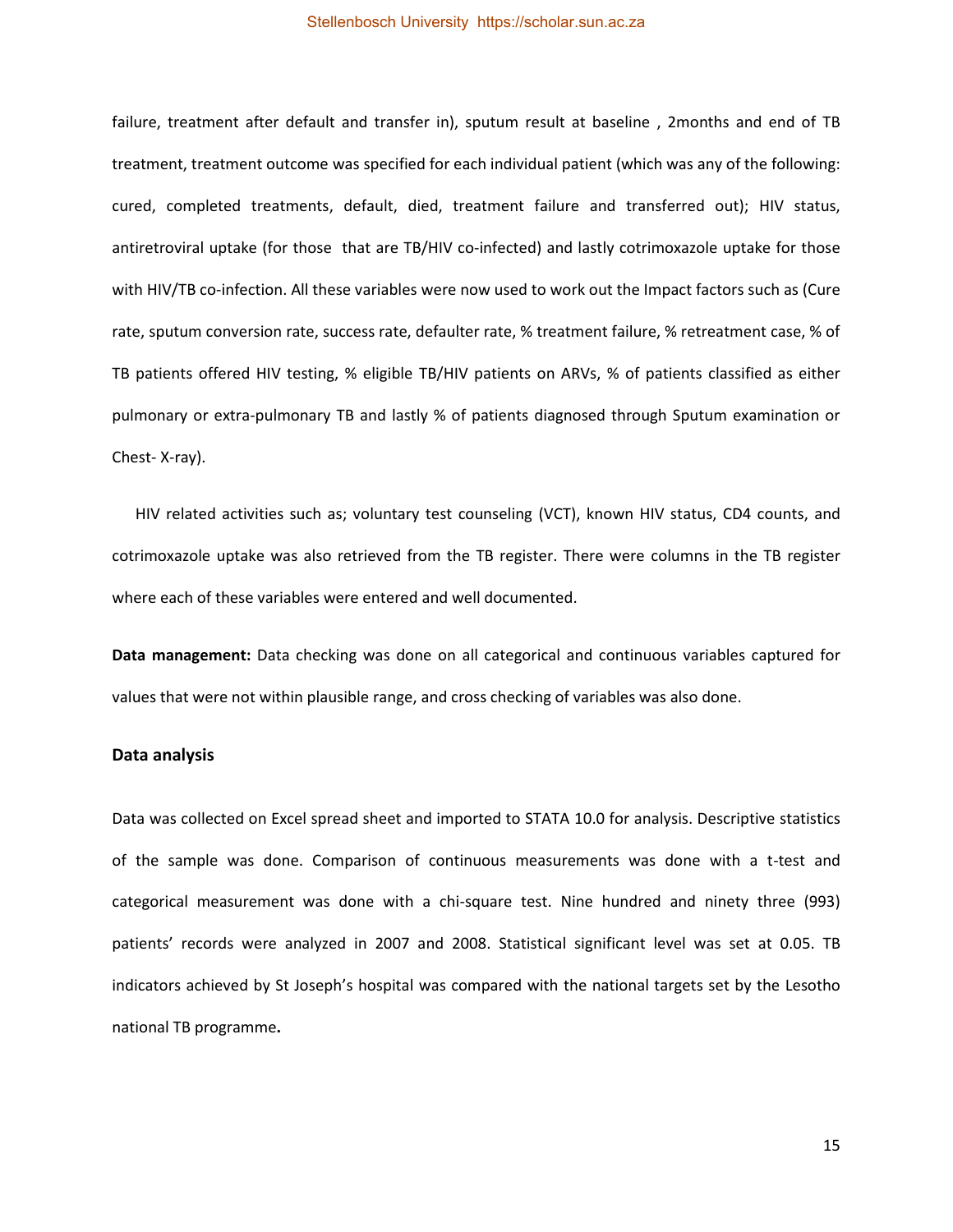failure, treatment after default and transfer in), sputum result at baseline , 2months and end of TB treatment, treatment outcome was specified for each individual patient (which was any of the following: cured, completed treatments, default, died, treatment failure and transferred out); HIV status, antiretroviral uptake (for those that are TB/HIV co-infected) and lastly cotrimoxazole uptake for those with HIV/TB co-infection. All these variables were now used to work out the Impact factors such as (Cure rate, sputum conversion rate, success rate, defaulter rate, % treatment failure, % retreatment case, % of TB patients offered HIV testing, % eligible TB/HIV patients on ARVs, % of patients classified as either pulmonary or extra-pulmonary TB and lastly % of patients diagnosed through Sputum examination or Chest- X-ray).

HIV related activities such as; voluntary test counseling (VCT), known HIV status, CD4 counts, and cotrimoxazole uptake was also retrieved from the TB register. There were columns in the TB register where each of these variables were entered and well documented.

**Data management:** Data checking was done on all categorical and continuous variables captured for values that were not within plausible range, and cross checking of variables was also done.

### Data analysis

Data was collected on Excel spread sheet and imported to STATA 10.0 for analysis. Descriptive statistics of the sample was done. Comparison of continuous measurements was done with a t-test and categorical measurement was done with a chi-square test. Nine hundred and ninety three (993) patients' records were analyzed in 2007 and 2008. Statistical significant level was set at 0.05. TB indicators achieved by St Joseph's hospital was compared with the national targets set by the Lesotho national TB programme**.**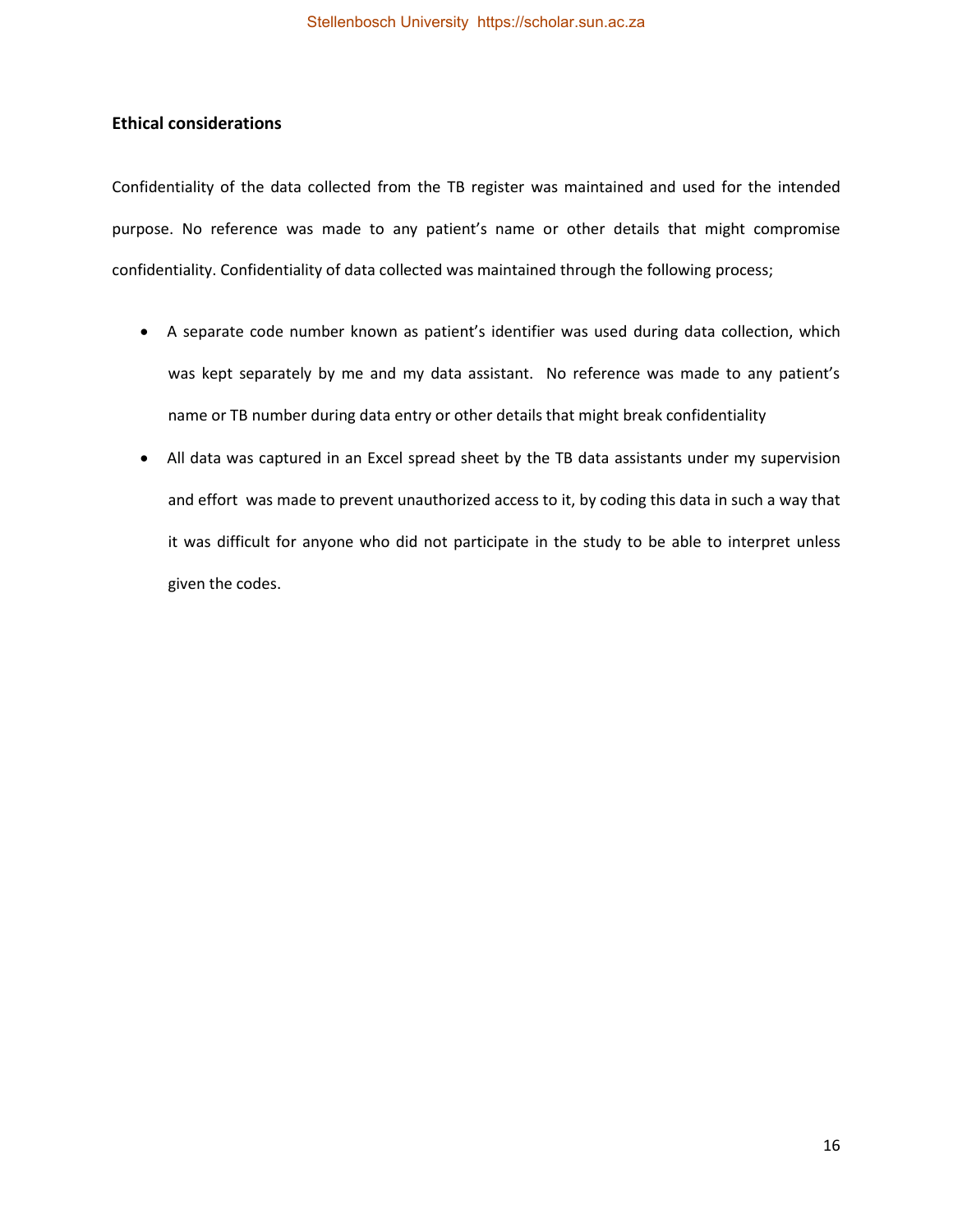## Ethical considerations

Confidentiality of the data collected from the TB register was maintained and used for the intended purpose. No reference was made to any patient's name or other details that might compromise confidentiality. Confidentiality of data collected was maintained through the following process;

- A separate code number known as patient's identifier was used during data collection, which was kept separately by me and my data assistant. No reference was made to any patient's name or TB number during data entry or other details that might break confidentiality
- All data was captured in an Excel spread sheet by the TB data assistants under my supervision and effort was made to prevent unauthorized access to it, by coding this data in such a way that it was difficult for anyone who did not participate in the study to be able to interpret unless given the codes.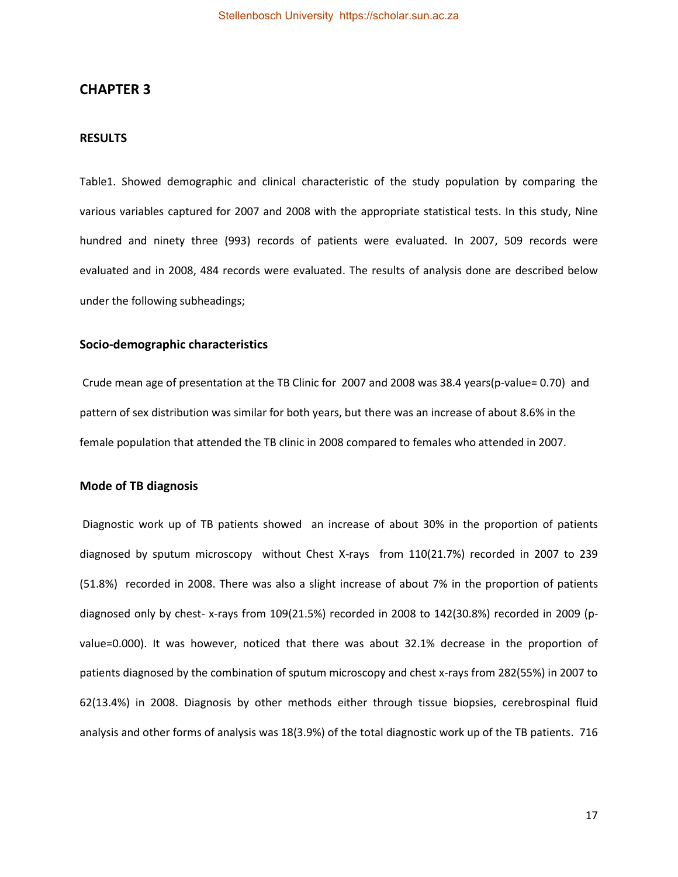# CHAPTER 3

## RESULTS

Table1. Showed demographic and clinical characteristic of the study population by comparing the various variables captured for 2007 and 2008 with the appropriate statistical tests. In this study, Nine hundred and ninety three (993) records of patients were evaluated. In 2007, 509 records were evaluated and in 2008, 484 records were evaluated. The results of analysis done are described below under the following subheadings;

### Socio-demographic characteristics

Crude mean age of presentation at the TB Clinic for 2007 and 2008 was 38.4 years(p-value= 0.70) and pattern of sex distribution was similar for both years, but there was an increase of about 8.6% in the female population that attended the TB clinic in 2008 compared to females who attended in 2007.

### Mode of TB diagnosis

Diagnostic work up of TB patients showed an increase of about 30% in the proportion of patients diagnosed by sputum microscopy without Chest X-rays from 110(21.7%) recorded in 2007 to 239 (51.8%) recorded in 2008. There was also a slight increase of about 7% in the proportion of patients diagnosed only by chest- x-rays from 109(21.5%) recorded in 2008 to 142(30.8%) recorded in 2009 (p-value=0.000). It was however, noticed that there was about 32.1% decrease in the proportion of patients diagnosed by the combination of sputum microscopy and chest x-rays from 282(55%) in 2007 to 62(13.4%) in 2008. Diagnosis by other methods either through tissue biopsies, cerebrospinal fluid analysis and other forms of analysis was 18(3.9%) of the total diagnostic work up of the TB patients. 716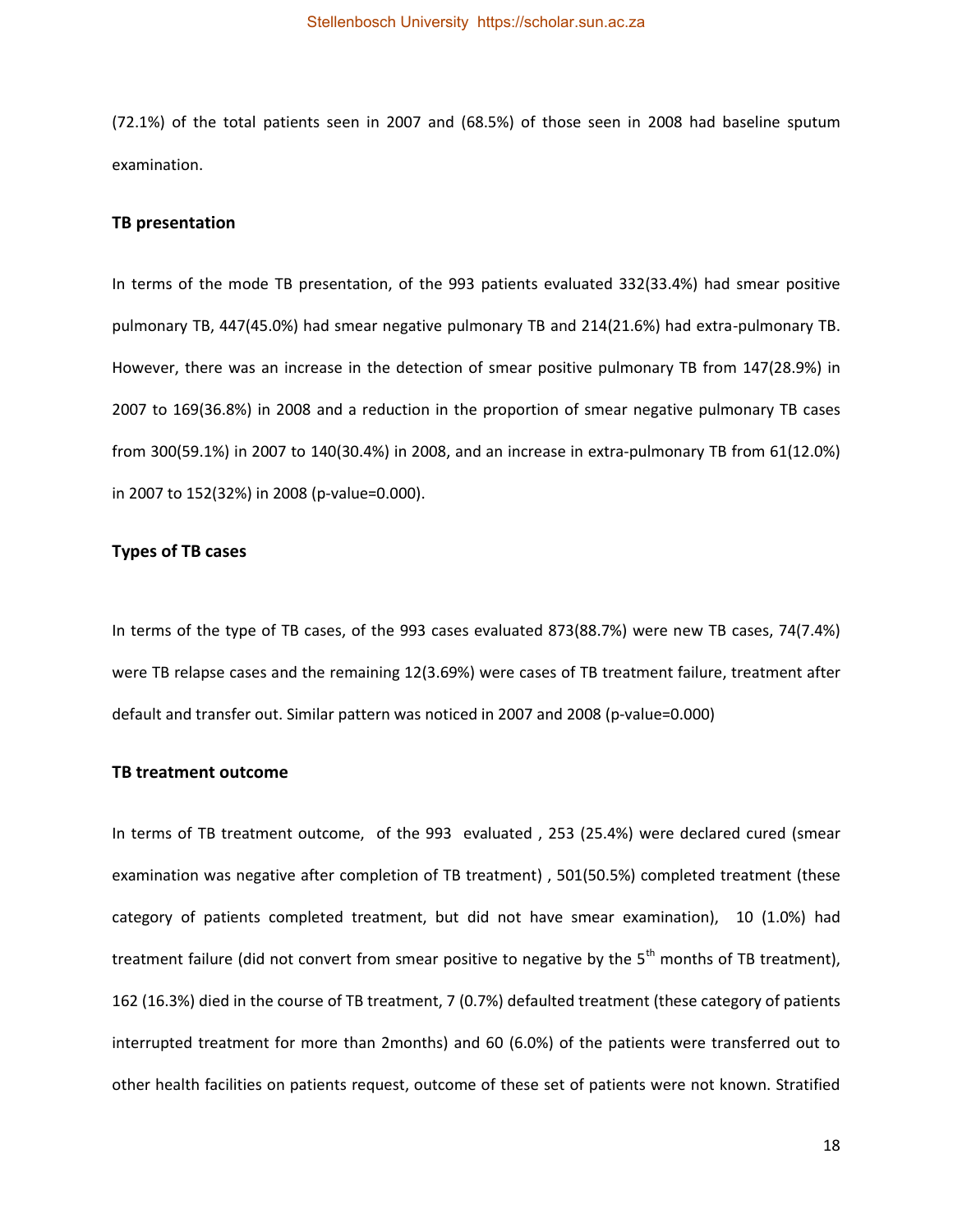(72.1%) of the total patients seen in 2007 and (68.5%) of those seen in 2008 had baseline sputum examination.

**TB presentation**

In terms of the mode TB presentation, of the 993 patients evaluated 332(33.4%) had smear positive pulmonary TB, 447(45.0%) had smear negative pulmonary TB and 214(21.6%) had extra-pulmonary TB. However, there was an increase in the detection of smear positive pulmonary TB from 147(28.9%) in 2007 to 169(36.8%) in 2008 and a reduction in the proportion of smear negative pulmonary TB cases from 300(59.1%) in 2007 to 140(30.4%) in 2008, and an increase in extra-pulmonary TB from 61(12.0%) in 2007 to 152(32%) in 2008 (p-value=0.000).

**Types of TB cases**

In terms of the type of TB cases, of the 993 cases evaluated 873(88.7%) were new TB cases, 74(7.4%) were TB relapse cases and the remaining 12(3.69%) were cases of TB treatment failure, treatment after default and transfer out. Similar pattern was noticed in 2007 and 2008 (p-value=0.000)

**TB treatment outcome**

In terms of TB treatment outcome, of the 993 evaluated , 253 (25.4%) were declared cured (smear examination was negative after completion of TB treatment) , 501(50.5%) completed treatment (these category of patients completed treatment, but did not have smear examination), 10 (1.0%) had treatment failure (did not convert from smear positive to negative by the 5$^{th}$ months of TB treatment), 162 (16.3%) died in the course of TB treatment, 7 (0.7%) defaulted treatment (these category of patients interrupted treatment for more than 2months) and 60 (6.0%) of the patients were transferred out to other health facilities on patients request, outcome of these set of patients were not known. Stratified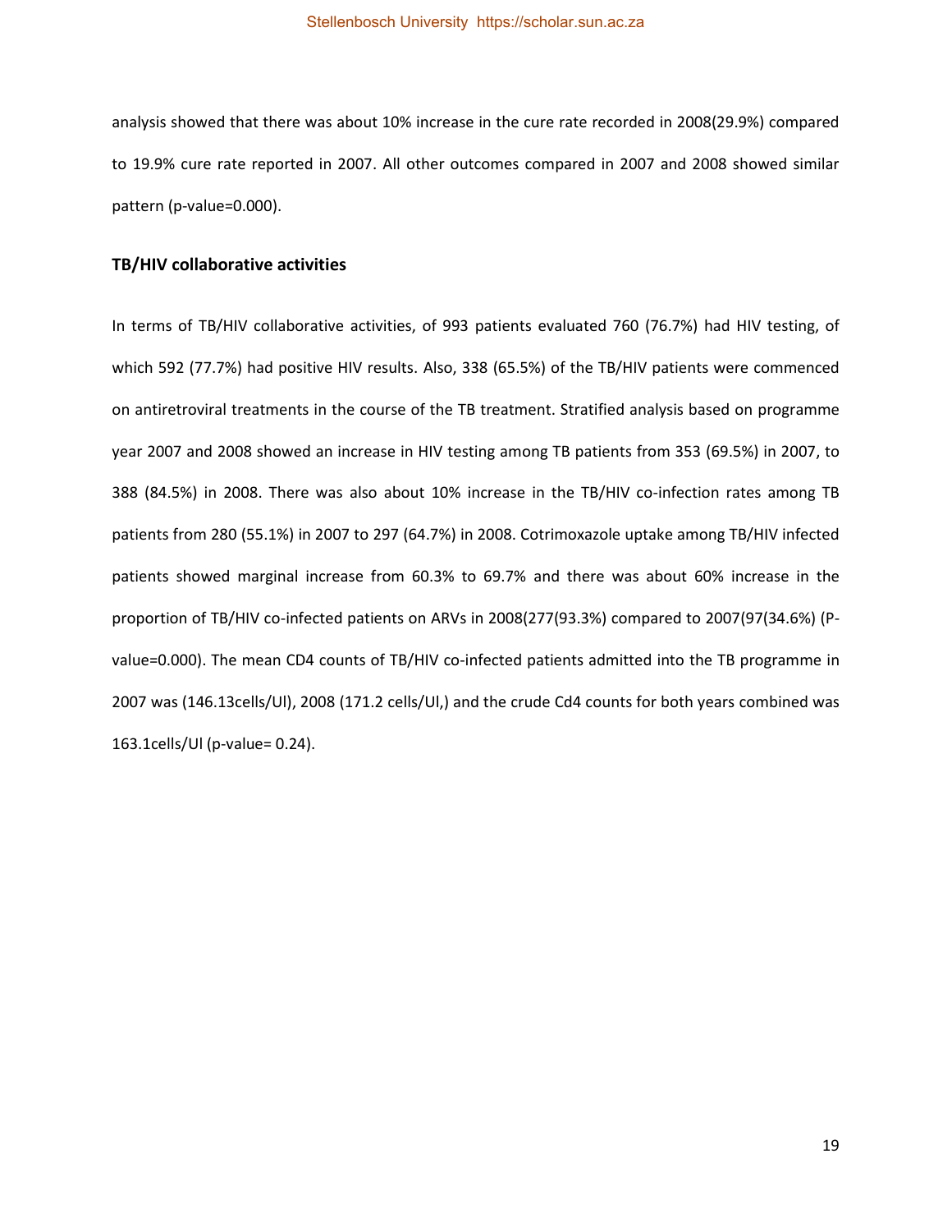analysis showed that there was about 10% increase in the cure rate recorded in 2008(29.9%) compared to 19.9% cure rate reported in 2007. All other outcomes compared in 2007 and 2008 showed similar pattern (p-value=0.000).

### TB/HIV collaborative activities

In terms of TB/HIV collaborative activities, of 993 patients evaluated 760 (76.7%) had HIV testing, of which 592 (77.7%) had positive HIV results. Also, 338 (65.5%) of the TB/HIV patients were commenced on antiretroviral treatments in the course of the TB treatment. Stratified analysis based on programme year 2007 and 2008 showed an increase in HIV testing among TB patients from 353 (69.5%) in 2007, to 388 (84.5%) in 2008. There was also about 10% increase in the TB/HIV co-infection rates among TB patients from 280 (55.1%) in 2007 to 297 (64.7%) in 2008. Cotrimoxazole uptake among TB/HIV infected patients showed marginal increase from 60.3% to 69.7% and there was about 60% increase in the proportion of TB/HIV co-infected patients on ARVs in 2008(277(93.3%) compared to 2007(97(34.6%) (P-value=0.000). The mean CD4 counts of TB/HIV co-infected patients admitted into the TB programme in 2007 was (146.13cells/Ul), 2008 (171.2 cells/Ul,) and the crude Cd4 counts for both years combined was 163.1cells/Ul (p-value= 0.24).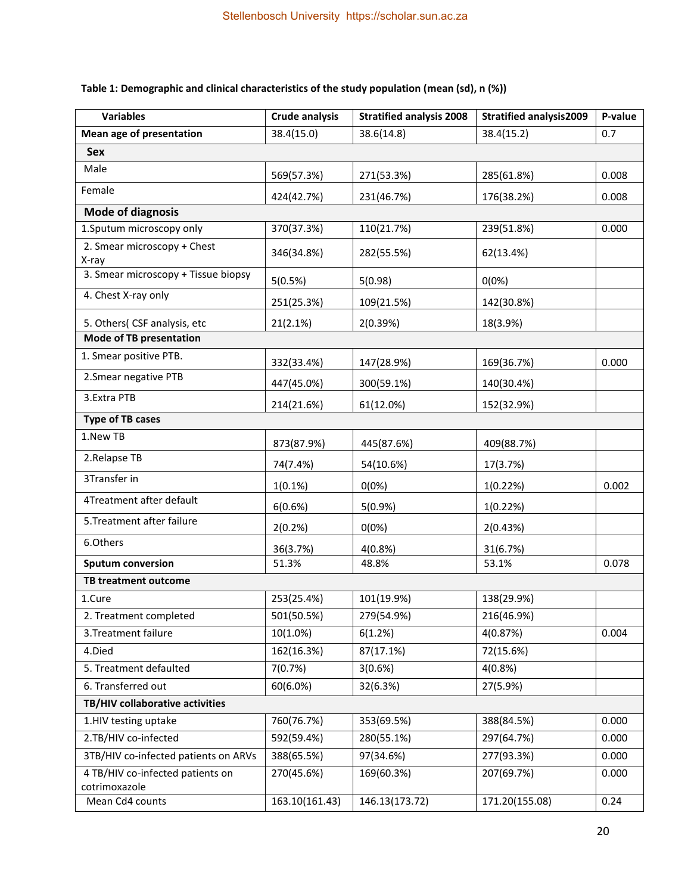**Table 1: Demographic and clinical characteristics of the study population (mean (sd), n (%))**

| Variables | Crude analysis | Stratified analysis 2008 | Stratified analysis2009 | P-value |
|---|---|---|---|---|
| **Mean age of presentation** | 38.4(15.0) | 38.6(14.8) | 38.4(15.2) | 0.7 |
| **Sex** | | | | |
| Male | 569(57.3%) | 271(53.3%) | 285(61.8%) | 0.008 |
| Female | 424(42.7%) | 231(46.7%) | 176(38.2%) | 0.008 |
| **Mode of diagnosis** | | | | |
| 1.Sputum microscopy only | 370(37.3%) | 110(21.7%) | 239(51.8%) | 0.000 |
| 2. Smear microscopy + Chest X-ray | 346(34.8%) | 282(55.5%) | 62(13.4%) | |
| 3. Smear microscopy + Tissue biopsy | 5(0.5%) | 5(0.98) | 0(0%) | |
| 4. Chest X-ray only | 251(25.3%) | 109(21.5%) | 142(30.8%) | |
| 5. Others( CSF analysis, etc | 21(2.1%) | 2(0.39%) | 18(3.9%) | |
| **Mode of TB presentation** | | | | |
| 1. Smear positive PTB. | 332(33.4%) | 147(28.9%) | 169(36.7%) | 0.000 |
| 2.Smear negative PTB | 447(45.0%) | 300(59.1%) | 140(30.4%) | |
| 3.Extra PTB | 214(21.6%) | 61(12.0%) | 152(32.9%) | |
| **Type of TB cases** | | | | |
| 1.New TB | 873(87.9%) | 445(87.6%) | 409(88.7%) | |
| 2.Relapse TB | 74(7.4%) | 54(10.6%) | 17(3.7%) | |
| 3Transfer in | 1(0.1%) | 0(0%) | 1(0.22%) | 0.002 |
| 4Treatment after default | 6(0.6%) | 5(0.9%) | 1(0.22%) | |
| 5.Treatment after failure | 2(0.2%) | 0(0%) | 2(0.43%) | |
| 6.Others | 36(3.7%) | 4(0.8%) | 31(6.7%) | |
| **Sputum conversion** | 51.3% | 48.8% | 53.1% | 0.078 |
| **TB treatment outcome** | | | | |
| 1.Cure | 253(25.4%) | 101(19.9%) | 138(29.9%) | |
| 2. Treatment completed | 501(50.5%) | 279(54.9%) | 216(46.9%) | |
| 3.Treatment failure | 10(1.0%) | 6(1.2%) | 4(0.87%) | 0.004 |
| 4.Died | 162(16.3%) | 87(17.1%) | 72(15.6%) | |
| 5. Treatment defaulted | 7(0.7%) | 3(0.6%) | 4(0.8%) | |
| 6. Transferred out | 60(6.0%) | 32(6.3%) | 27(5.9%) | |
| **TB/HIV collaborative activities** | | | | |
| 1.HIV testing uptake | 760(76.7%) | 353(69.5%) | 388(84.5%) | 0.000 |
| 2.TB/HIV co-infected | 592(59.4%) | 280(55.1%) | 297(64.7%) | 0.000 |
| 3TB/HIV co-infected patients on ARVs | 388(65.5%) | 97(34.6%) | 277(93.3%) | 0.000 |
| 4 TB/HIV co-infected patients on cotrimoxazole | 270(45.6%) | 169(60.3%) | 207(69.7%) | 0.000 |
| Mean Cd4 counts | 163.10(161.43) | 146.13(173.72) | 171.20(155.08) | 0.24 |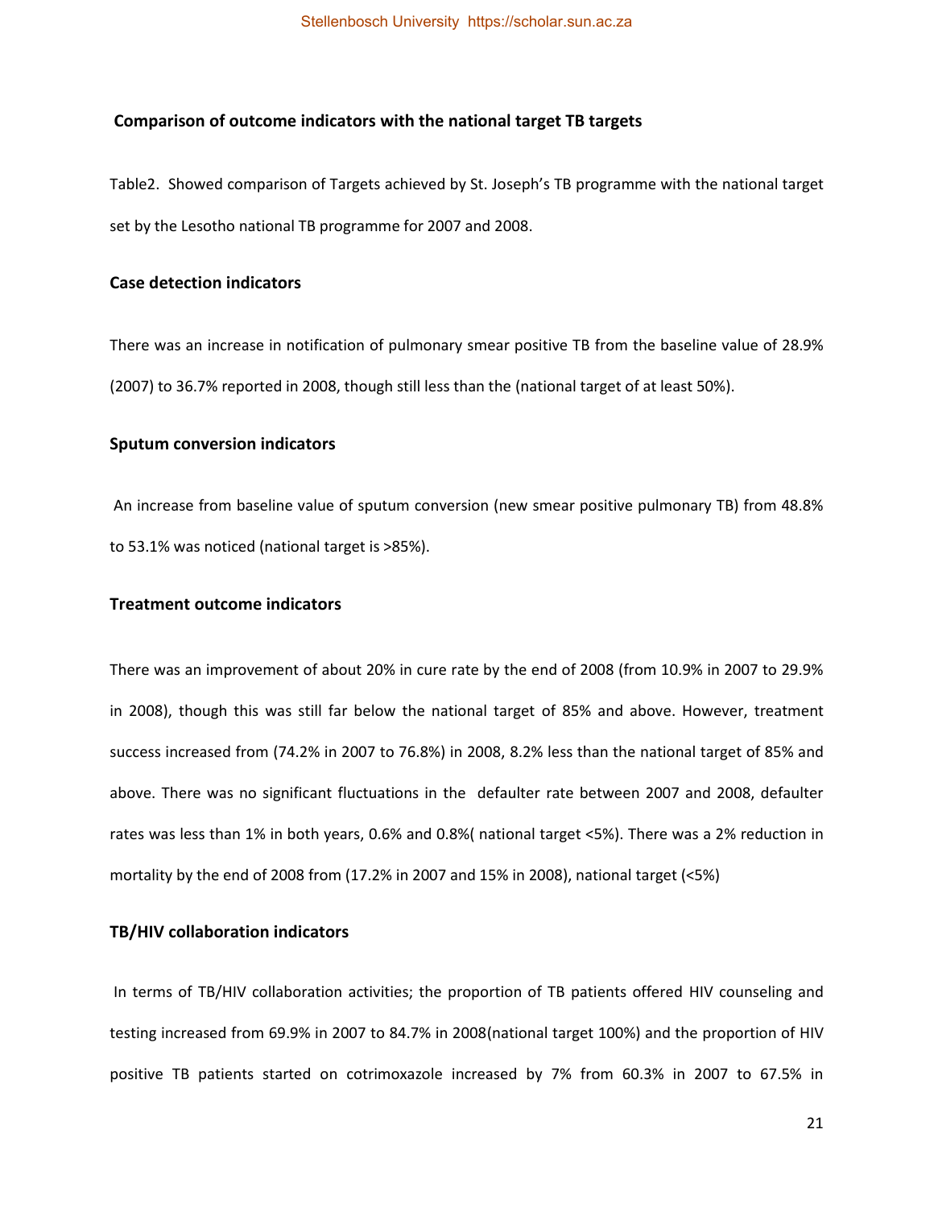### Comparison of outcome indicators with the national target TB targets

Table2. Showed comparison of Targets achieved by St. Joseph's TB programme with the national target set by the Lesotho national TB programme for 2007 and 2008.

### Case detection indicators

There was an increase in notification of pulmonary smear positive TB from the baseline value of 28.9% (2007) to 36.7% reported in 2008, though still less than the (national target of at least 50%).

### Sputum conversion indicators

An increase from baseline value of sputum conversion (new smear positive pulmonary TB) from 48.8% to 53.1% was noticed (national target is >85%).

### Treatment outcome indicators

There was an improvement of about 20% in cure rate by the end of 2008 (from 10.9% in 2007 to 29.9% in 2008), though this was still far below the national target of 85% and above. However, treatment success increased from (74.2% in 2007 to 76.8%) in 2008, 8.2% less than the national target of 85% and above. There was no significant fluctuations in the defaulter rate between 2007 and 2008, defaulter rates was less than 1% in both years, 0.6% and 0.8%( national target <5%). There was a 2% reduction in mortality by the end of 2008 from (17.2% in 2007 and 15% in 2008), national target (<5%)

### TB/HIV collaboration indicators

In terms of TB/HIV collaboration activities; the proportion of TB patients offered HIV counseling and testing increased from 69.9% in 2007 to 84.7% in 2008(national target 100%) and the proportion of HIV positive TB patients started on cotrimoxazole increased by 7% from 60.3% in 2007 to 67.5% in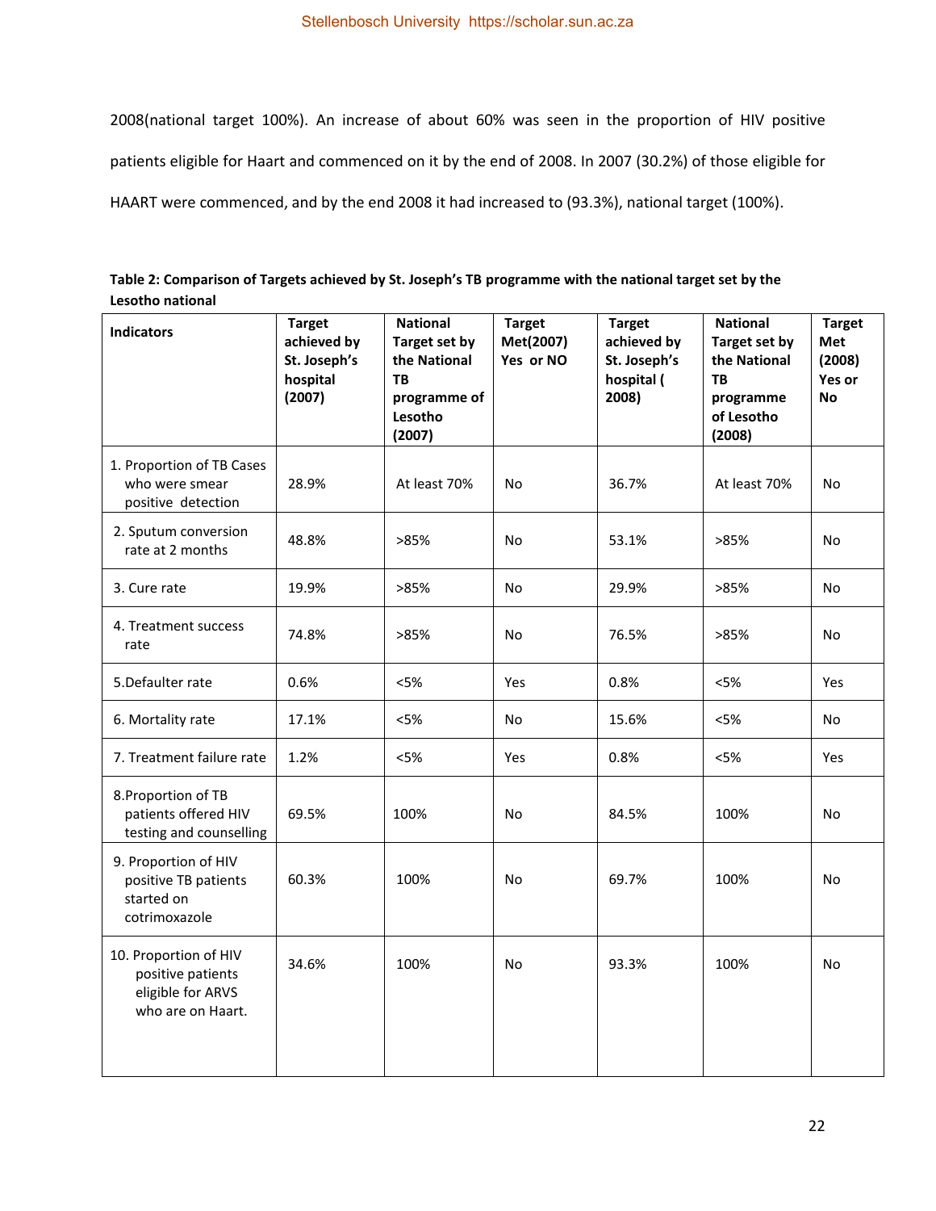2008(national target 100%). An increase of about 60% was seen in the proportion of HIV positive patients eligible for Haart and commenced on it by the end of 2008. In 2007 (30.2%) of those eligible for HAART were commenced, and by the end 2008 it had increased to (93.3%), national target (100%).

**Table 2: Comparison of Targets achieved by St. Joseph's TB programme with the national target set by the Lesotho national**

| Indicators | Target achieved by St. Joseph's hospital (2007) | National Target set by the National TB programme of Lesotho (2007) | Target Met(2007) Yes or NO | Target achieved by St. Joseph's hospital ( 2008) | National Target set by the National TB programme of Lesotho (2008) | Target Met (2008) Yes or No |
|---|---|---|---|---|---|---|
| 1. Proportion of TB Cases who were smear positive detection | 28.9% | At least 70% | No | 36.7% | At least 70% | No |
| 2. Sputum conversion rate at 2 months | 48.8% | >85% | No | 53.1% | >85% | No |
| 3. Cure rate | 19.9% | >85% | No | 29.9% | >85% | No |
| 4. Treatment success rate | 74.8% | >85% | No | 76.5% | >85% | No |
| 5.Defaulter rate | 0.6% | <5% | Yes | 0.8% | <5% | Yes |
| 6. Mortality rate | 17.1% | <5% | No | 15.6% | <5% | No |
| 7. Treatment failure rate | 1.2% | <5% | Yes | 0.8% | <5% | Yes |
| 8.Proportion of TB patients offered HIV testing and counselling | 69.5% | 100% | No | 84.5% | 100% | No |
| 9. Proportion of HIV positive TB patients started on cotrimoxazole | 60.3% | 100% | No | 69.7% | 100% | No |
| 10. Proportion of HIV positive patients eligible for ARVS who are on Haart. | 34.6% | 100% | No | 93.3% | 100% | No |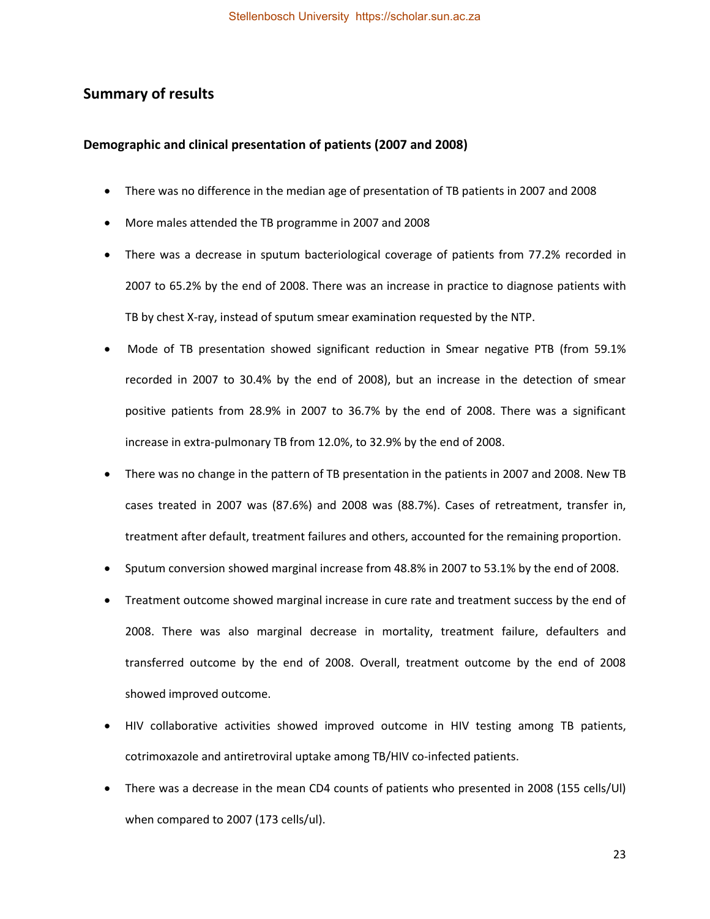## Summary of results

### Demographic and clinical presentation of patients (2007 and 2008)

- There was no difference in the median age of presentation of TB patients in 2007 and 2008
- More males attended the TB programme in 2007 and 2008
- There was a decrease in sputum bacteriological coverage of patients from 77.2% recorded in 2007 to 65.2% by the end of 2008. There was an increase in practice to diagnose patients with TB by chest X-ray, instead of sputum smear examination requested by the NTP.
- Mode of TB presentation showed significant reduction in Smear negative PTB (from 59.1% recorded in 2007 to 30.4% by the end of 2008), but an increase in the detection of smear positive patients from 28.9% in 2007 to 36.7% by the end of 2008. There was a significant increase in extra-pulmonary TB from 12.0%, to 32.9% by the end of 2008.
- There was no change in the pattern of TB presentation in the patients in 2007 and 2008. New TB cases treated in 2007 was (87.6%) and 2008 was (88.7%). Cases of retreatment, transfer in, treatment after default, treatment failures and others, accounted for the remaining proportion.
- Sputum conversion showed marginal increase from 48.8% in 2007 to 53.1% by the end of 2008.
- Treatment outcome showed marginal increase in cure rate and treatment success by the end of 2008. There was also marginal decrease in mortality, treatment failure, defaulters and transferred outcome by the end of 2008. Overall, treatment outcome by the end of 2008 showed improved outcome.
- HIV collaborative activities showed improved outcome in HIV testing among TB patients, cotrimoxazole and antiretroviral uptake among TB/HIV co-infected patients.
- There was a decrease in the mean CD4 counts of patients who presented in 2008 (155 cells/Ul) when compared to 2007 (173 cells/ul).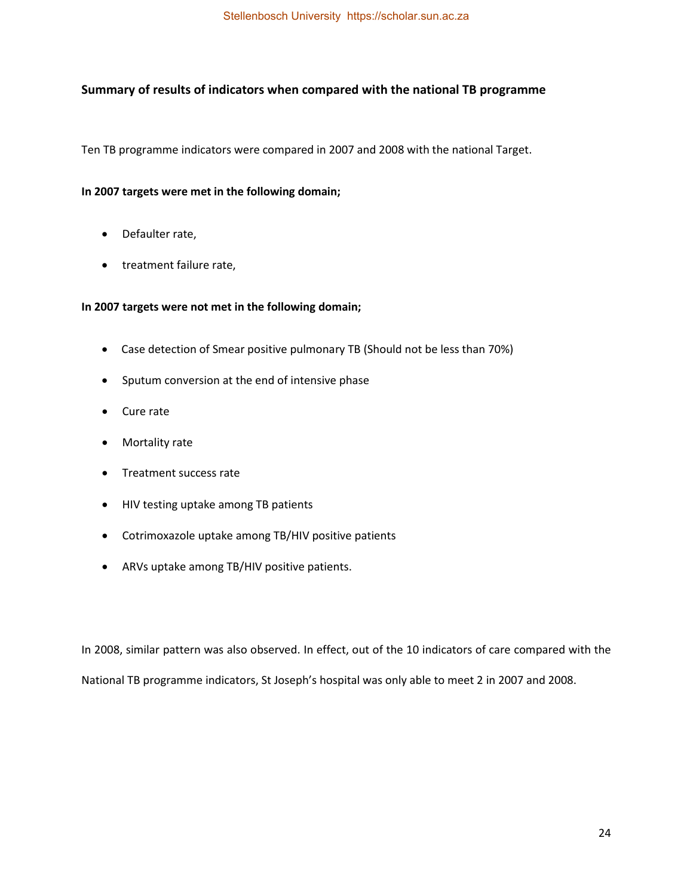## Summary of results of indicators when compared with the national TB programme

Ten TB programme indicators were compared in 2007 and 2008 with the national Target.

**In 2007 targets were met in the following domain;**

- Defaulter rate,
- treatment failure rate,

**In 2007 targets were not met in the following domain;**

- Case detection of Smear positive pulmonary TB (Should not be less than 70%)
- Sputum conversion at the end of intensive phase
- Cure rate
- Mortality rate
- Treatment success rate
- HIV testing uptake among TB patients
- Cotrimoxazole uptake among TB/HIV positive patients
- ARVs uptake among TB/HIV positive patients.

In 2008, similar pattern was also observed. In effect, out of the 10 indicators of care compared with the National TB programme indicators, St Joseph's hospital was only able to meet 2 in 2007 and 2008.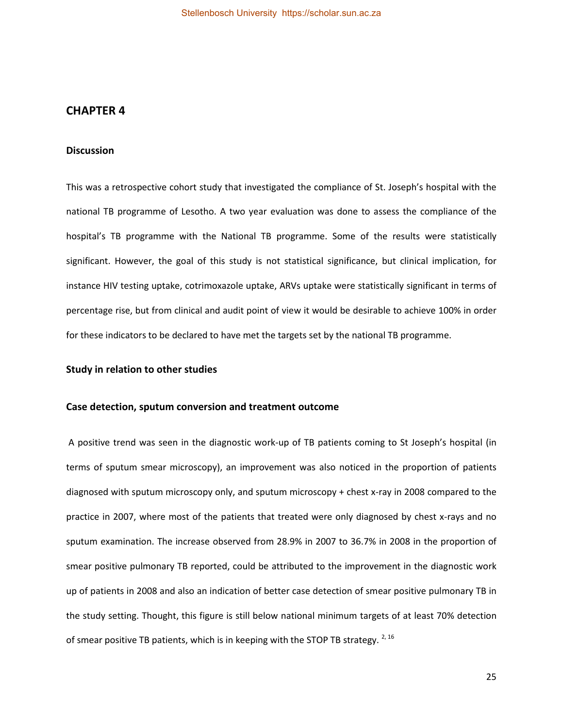# CHAPTER 4

## Discussion

This was a retrospective cohort study that investigated the compliance of St. Joseph's hospital with the national TB programme of Lesotho. A two year evaluation was done to assess the compliance of the hospital's TB programme with the National TB programme. Some of the results were statistically significant. However, the goal of this study is not statistical significance, but clinical implication, for instance HIV testing uptake, cotrimoxazole uptake, ARVs uptake were statistically significant in terms of percentage rise, but from clinical and audit point of view it would be desirable to achieve 100% in order for these indicators to be declared to have met the targets set by the national TB programme.

### Study in relation to other studies

### Case detection, sputum conversion and treatment outcome

A positive trend was seen in the diagnostic work-up of TB patients coming to St Joseph's hospital (in terms of sputum smear microscopy), an improvement was also noticed in the proportion of patients diagnosed with sputum microscopy only, and sputum microscopy + chest x-ray in 2008 compared to the practice in 2007, where most of the patients that treated were only diagnosed by chest x-rays and no sputum examination. The increase observed from 28.9% in 2007 to 36.7% in 2008 in the proportion of smear positive pulmonary TB reported, could be attributed to the improvement in the diagnostic work up of patients in 2008 and also an indication of better case detection of smear positive pulmonary TB in the study setting. Thought, this figure is still below national minimum targets of at least 70% detection of smear positive TB patients, which is in keeping with the STOP TB strategy. [2, 16]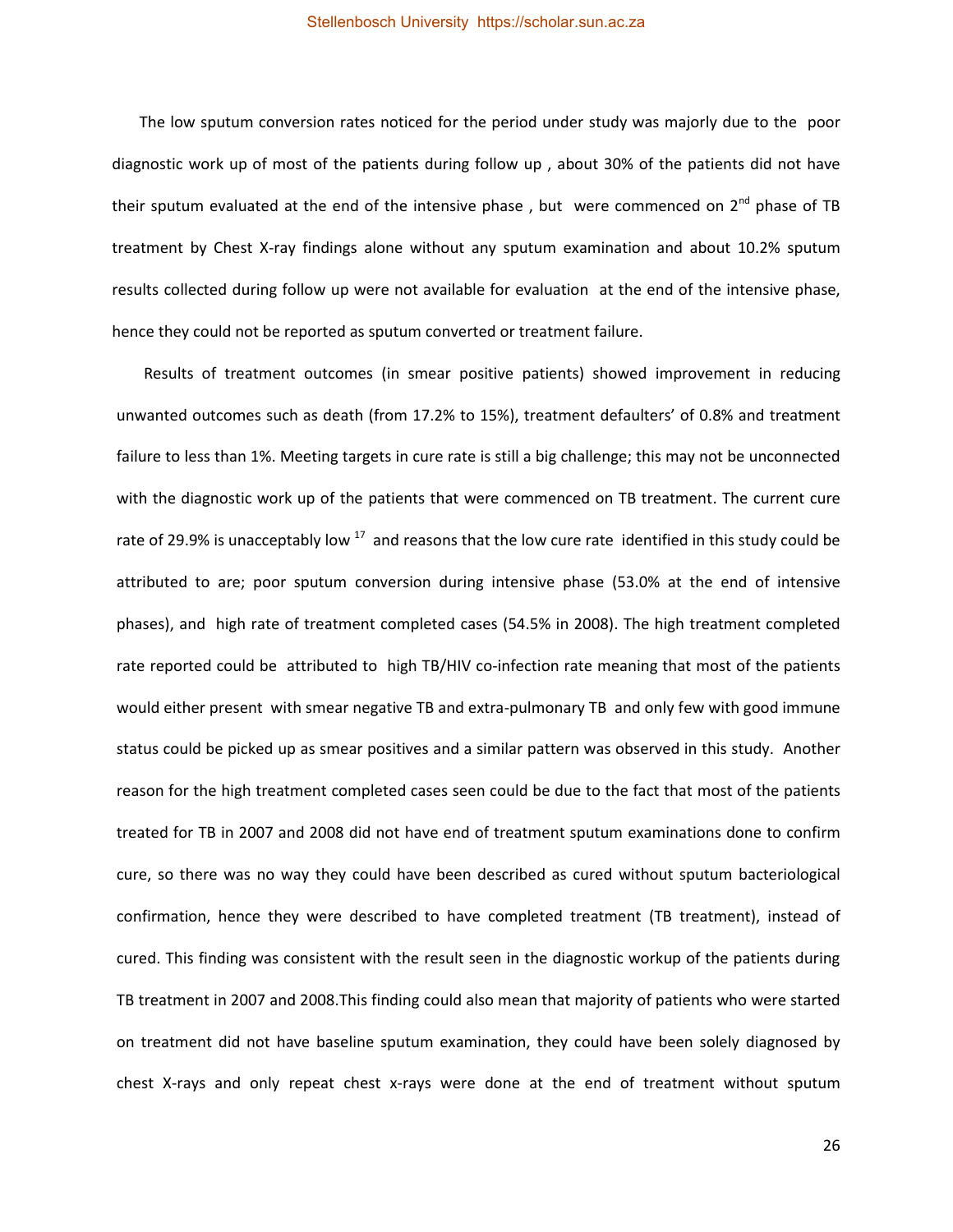The low sputum conversion rates noticed for the period under study was majorly due to the poor diagnostic work up of most of the patients during follow up , about 30% of the patients did not have their sputum evaluated at the end of the intensive phase , but were commenced on 2$^{nd}$ phase of TB treatment by Chest X-ray findings alone without any sputum examination and about 10.2% sputum results collected during follow up were not available for evaluation at the end of the intensive phase, hence they could not be reported as sputum converted or treatment failure.

Results of treatment outcomes (in smear positive patients) showed improvement in reducing unwanted outcomes such as death (from 17.2% to 15%), treatment defaulters' of 0.8% and treatment failure to less than 1%. Meeting targets in cure rate is still a big challenge; this may not be unconnected with the diagnostic work up of the patients that were commenced on TB treatment. The current cure rate of 29.9% is unacceptably low [17] and reasons that the low cure rate identified in this study could be attributed to are; poor sputum conversion during intensive phase (53.0% at the end of intensive phases), and high rate of treatment completed cases (54.5% in 2008). The high treatment completed rate reported could be attributed to high TB/HIV co-infection rate meaning that most of the patients would either present with smear negative TB and extra-pulmonary TB and only few with good immune status could be picked up as smear positives and a similar pattern was observed in this study. Another reason for the high treatment completed cases seen could be due to the fact that most of the patients treated for TB in 2007 and 2008 did not have end of treatment sputum examinations done to confirm cure, so there was no way they could have been described as cured without sputum bacteriological confirmation, hence they were described to have completed treatment (TB treatment), instead of cured. This finding was consistent with the result seen in the diagnostic workup of the patients during TB treatment in 2007 and 2008.This finding could also mean that majority of patients who were started on treatment did not have baseline sputum examination, they could have been solely diagnosed by chest X-rays and only repeat chest x-rays were done at the end of treatment without sputum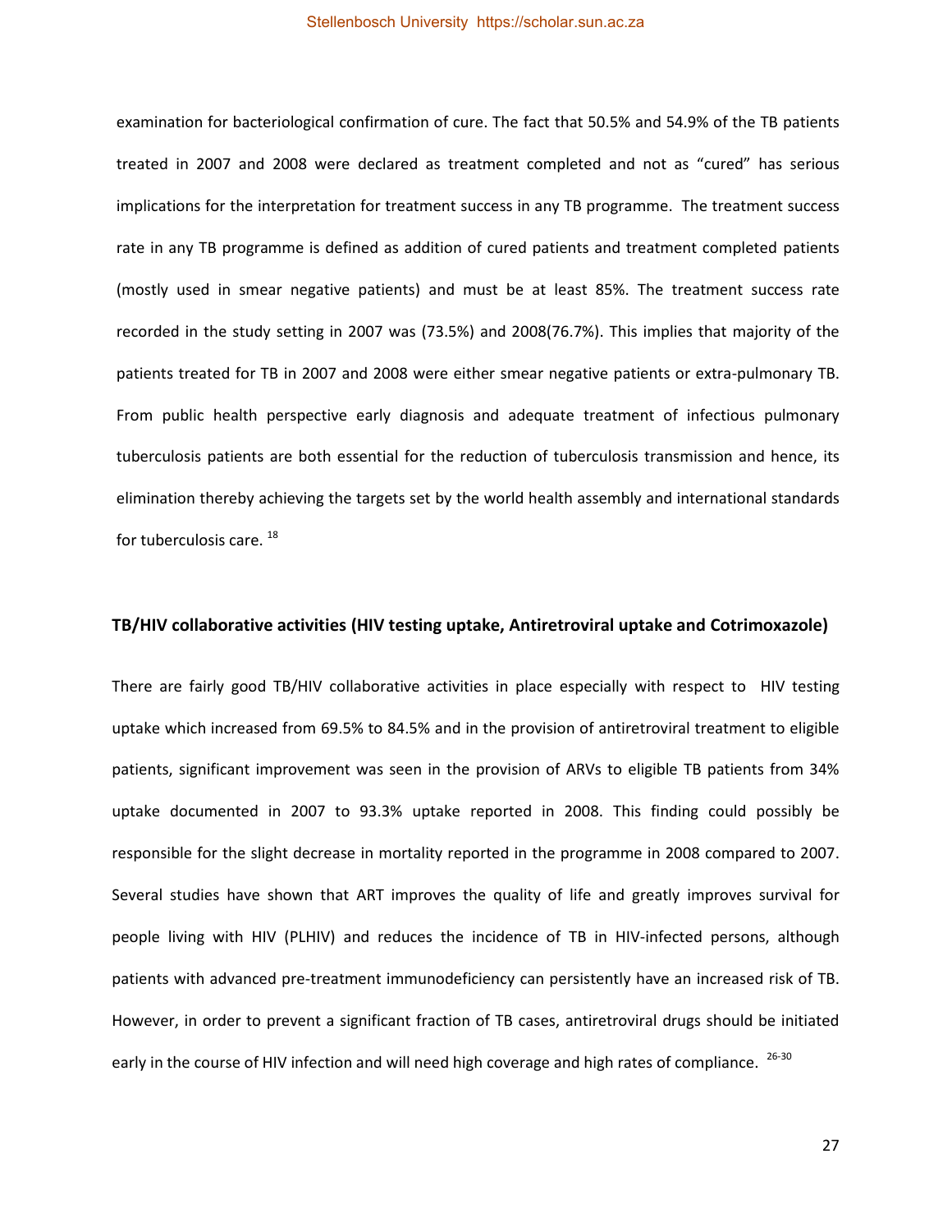examination for bacteriological confirmation of cure. The fact that 50.5% and 54.9% of the TB patients treated in 2007 and 2008 were declared as treatment completed and not as "cured" has serious implications for the interpretation for treatment success in any TB programme. The treatment success rate in any TB programme is defined as addition of cured patients and treatment completed patients (mostly used in smear negative patients) and must be at least 85%. The treatment success rate recorded in the study setting in 2007 was (73.5%) and 2008(76.7%). This implies that majority of the patients treated for TB in 2007 and 2008 were either smear negative patients or extra-pulmonary TB. From public health perspective early diagnosis and adequate treatment of infectious pulmonary tuberculosis patients are both essential for the reduction of tuberculosis transmission and hence, its elimination thereby achieving the targets set by the world health assembly and international standards for tuberculosis care. [18]

### TB/HIV collaborative activities (HIV testing uptake, Antiretroviral uptake and Cotrimoxazole)

There are fairly good TB/HIV collaborative activities in place especially with respect to HIV testing uptake which increased from 69.5% to 84.5% and in the provision of antiretroviral treatment to eligible patients, significant improvement was seen in the provision of ARVs to eligible TB patients from 34% uptake documented in 2007 to 93.3% uptake reported in 2008. This finding could possibly be responsible for the slight decrease in mortality reported in the programme in 2008 compared to 2007. Several studies have shown that ART improves the quality of life and greatly improves survival for people living with HIV (PLHIV) and reduces the incidence of TB in HIV-infected persons, although patients with advanced pre-treatment immunodeficiency can persistently have an increased risk of TB. However, in order to prevent a significant fraction of TB cases, antiretroviral drugs should be initiated early in the course of HIV infection and will need high coverage and high rates of compliance. [26-30]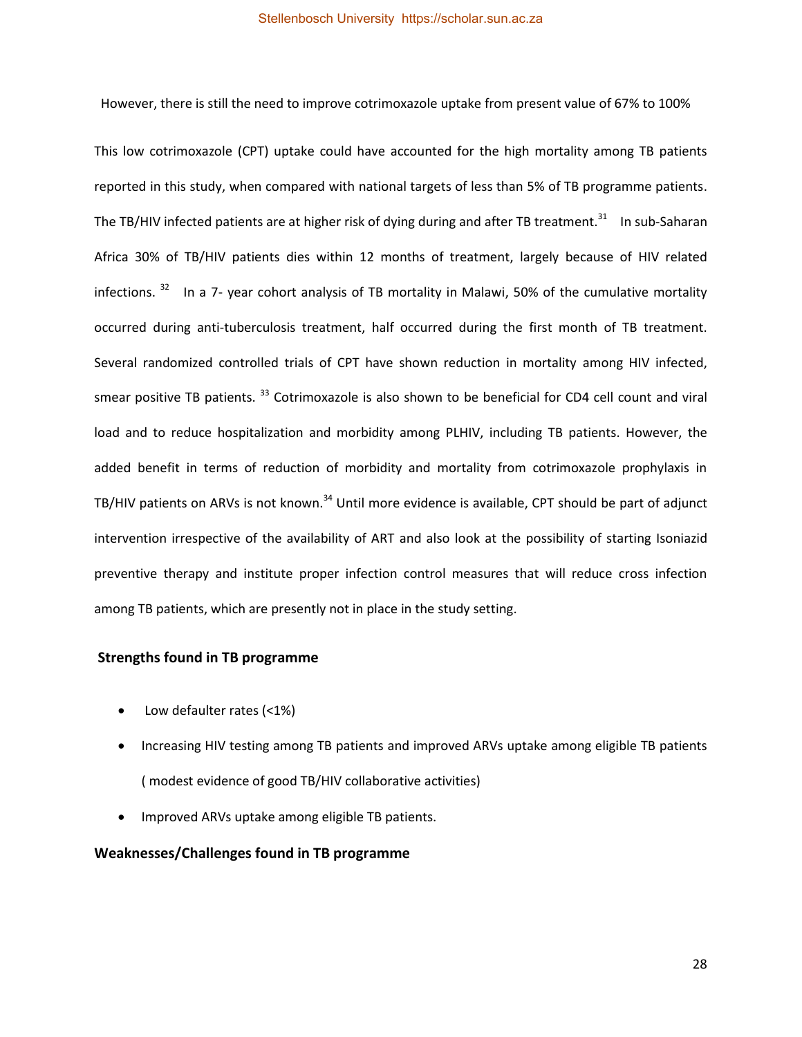However, there is still the need to improve cotrimoxazole uptake from present value of 67% to 100%

This low cotrimoxazole (CPT) uptake could have accounted for the high mortality among TB patients reported in this study, when compared with national targets of less than 5% of TB programme patients. The TB/HIV infected patients are at higher risk of dying during and after TB treatment.[31] In sub-Saharan Africa 30% of TB/HIV patients dies within 12 months of treatment, largely because of HIV related infections. [32] In a 7- year cohort analysis of TB mortality in Malawi, 50% of the cumulative mortality occurred during anti-tuberculosis treatment, half occurred during the first month of TB treatment. Several randomized controlled trials of CPT have shown reduction in mortality among HIV infected, smear positive TB patients. [33] Cotrimoxazole is also shown to be beneficial for CD4 cell count and viral load and to reduce hospitalization and morbidity among PLHIV, including TB patients. However, the added benefit in terms of reduction of morbidity and mortality from cotrimoxazole prophylaxis in TB/HIV patients on ARVs is not known.[34] Until more evidence is available, CPT should be part of adjunct intervention irrespective of the availability of ART and also look at the possibility of starting Isoniazid preventive therapy and institute proper infection control measures that will reduce cross infection among TB patients, which are presently not in place in the study setting.

**Strengths found in TB programme**

- Low defaulter rates (<1%)
- Increasing HIV testing among TB patients and improved ARVs uptake among eligible TB patients ( modest evidence of good TB/HIV collaborative activities)
- Improved ARVs uptake among eligible TB patients.

**Weaknesses/Challenges found in TB programme**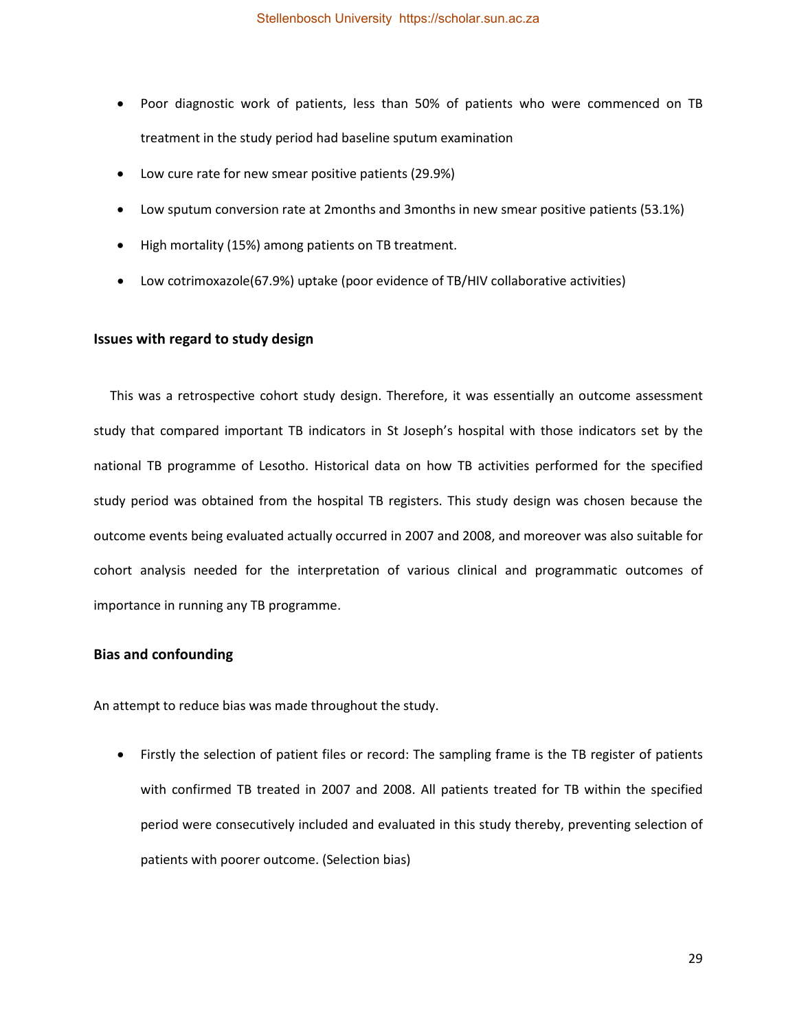- Poor diagnostic work of patients, less than 50% of patients who were commenced on TB treatment in the study period had baseline sputum examination
- Low cure rate for new smear positive patients (29.9%)
- Low sputum conversion rate at 2months and 3months in new smear positive patients (53.1%)
- High mortality (15%) among patients on TB treatment.
- Low cotrimoxazole(67.9%) uptake (poor evidence of TB/HIV collaborative activities)

**Issues with regard to study design**

This was a retrospective cohort study design. Therefore, it was essentially an outcome assessment study that compared important TB indicators in St Joseph's hospital with those indicators set by the national TB programme of Lesotho. Historical data on how TB activities performed for the specified study period was obtained from the hospital TB registers. This study design was chosen because the outcome events being evaluated actually occurred in 2007 and 2008, and moreover was also suitable for cohort analysis needed for the interpretation of various clinical and programmatic outcomes of importance in running any TB programme.

**Bias and confounding**

An attempt to reduce bias was made throughout the study.

- Firstly the selection of patient files or record: The sampling frame is the TB register of patients with confirmed TB treated in 2007 and 2008. All patients treated for TB within the specified period were consecutively included and evaluated in this study thereby, preventing selection of patients with poorer outcome. (Selection bias)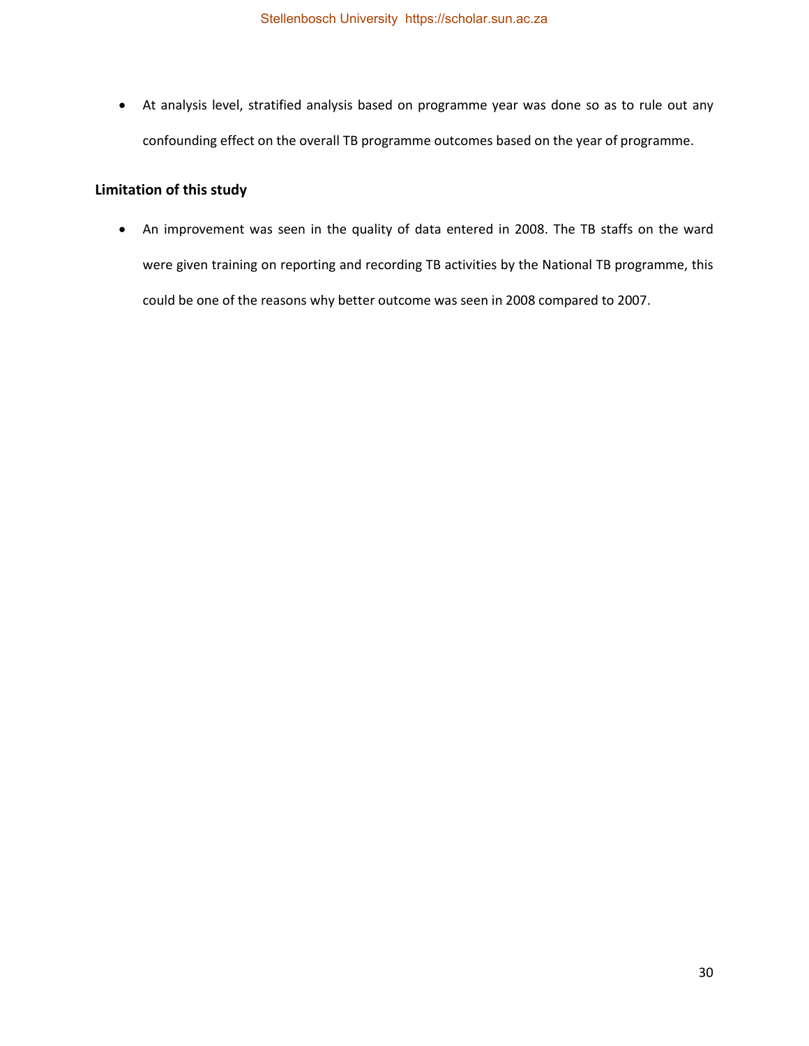- At analysis level, stratified analysis based on programme year was done so as to rule out any confounding effect on the overall TB programme outcomes based on the year of programme.

**Limitation of this study**

- An improvement was seen in the quality of data entered in 2008. The TB staffs on the ward were given training on reporting and recording TB activities by the National TB programme, this could be one of the reasons why better outcome was seen in 2008 compared to 2007.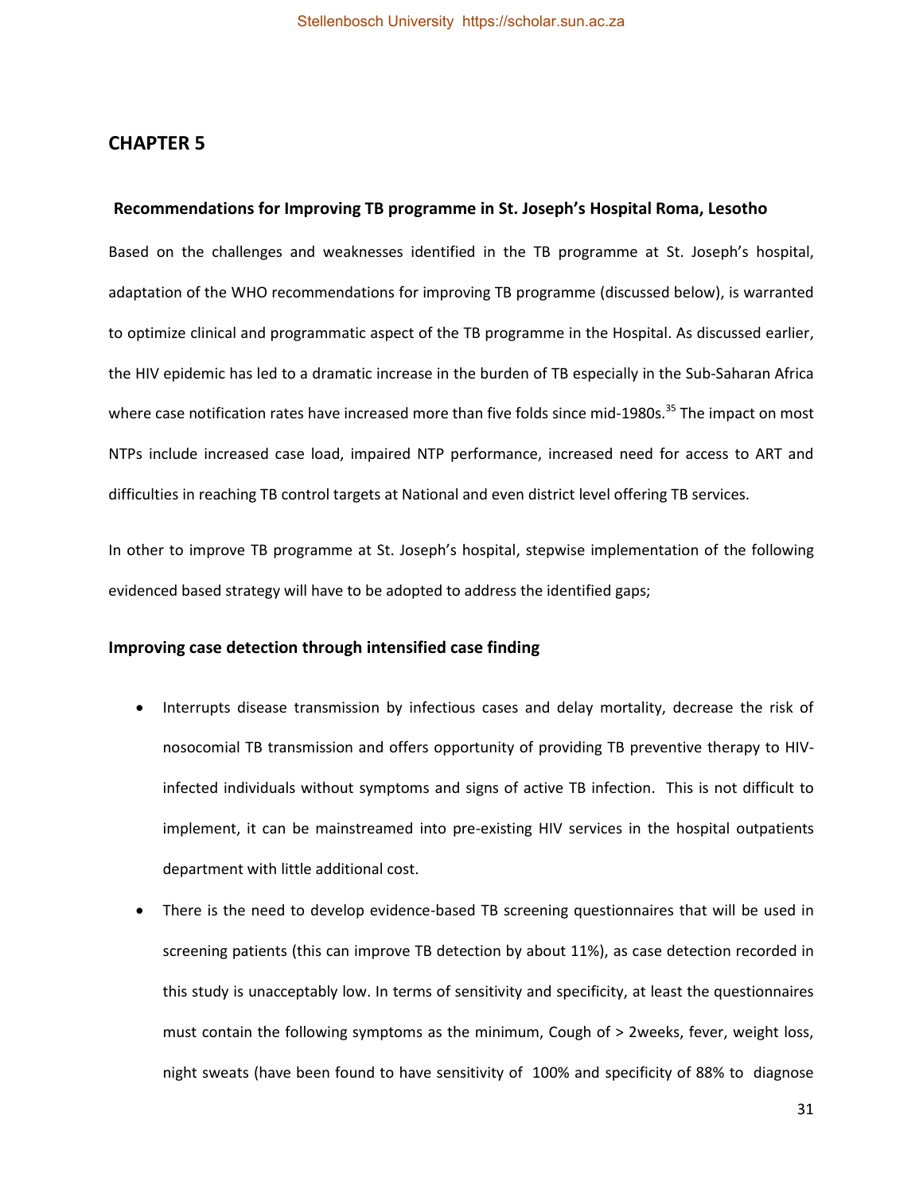## CHAPTER 5

### Recommendations for Improving TB programme in St. Joseph's Hospital Roma, Lesotho

Based on the challenges and weaknesses identified in the TB programme at St. Joseph's hospital, adaptation of the WHO recommendations for improving TB programme (discussed below), is warranted to optimize clinical and programmatic aspect of the TB programme in the Hospital. As discussed earlier, the HIV epidemic has led to a dramatic increase in the burden of TB especially in the Sub-Saharan Africa where case notification rates have increased more than five folds since mid-1980s.[35] The impact on most NTPs include increased case load, impaired NTP performance, increased need for access to ART and difficulties in reaching TB control targets at National and even district level offering TB services.

In other to improve TB programme at St. Joseph's hospital, stepwise implementation of the following evidenced based strategy will have to be adopted to address the identified gaps;

### Improving case detection through intensified case finding

- Interrupts disease transmission by infectious cases and delay mortality, decrease the risk of nosocomial TB transmission and offers opportunity of providing TB preventive therapy to HIV-infected individuals without symptoms and signs of active TB infection. This is not difficult to implement, it can be mainstreamed into pre-existing HIV services in the hospital outpatients department with little additional cost.
- There is the need to develop evidence-based TB screening questionnaires that will be used in screening patients (this can improve TB detection by about 11%), as case detection recorded in this study is unacceptably low. In terms of sensitivity and specificity, at least the questionnaires must contain the following symptoms as the minimum, Cough of > 2weeks, fever, weight loss, night sweats (have been found to have sensitivity of 100% and specificity of 88% to diagnose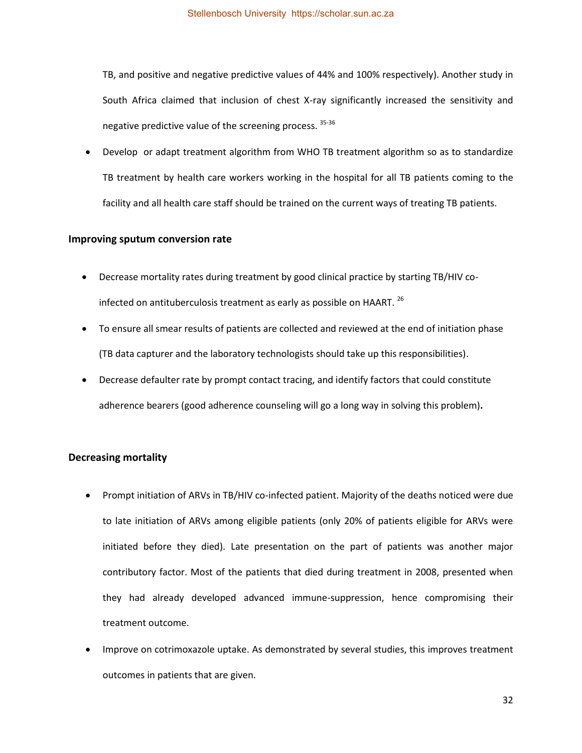TB, and positive and negative predictive values of 44% and 100% respectively). Another study in South Africa claimed that inclusion of chest X-ray significantly increased the sensitivity and negative predictive value of the screening process. [35-36]

- Develop or adapt treatment algorithm from WHO TB treatment algorithm so as to standardize TB treatment by health care workers working in the hospital for all TB patients coming to the facility and all health care staff should be trained on the current ways of treating TB patients.

**Improving sputum conversion rate**

- Decrease mortality rates during treatment by good clinical practice by starting TB/HIV co-infected on antituberculosis treatment as early as possible on HAART. [26]
- To ensure all smear results of patients are collected and reviewed at the end of initiation phase (TB data capturer and the laboratory technologists should take up this responsibilities).
- Decrease defaulter rate by prompt contact tracing, and identify factors that could constitute adherence bearers (good adherence counseling will go a long way in solving this problem).

**Decreasing mortality**

- Prompt initiation of ARVs in TB/HIV co-infected patient. Majority of the deaths noticed were due to late initiation of ARVs among eligible patients (only 20% of patients eligible for ARVs were initiated before they died). Late presentation on the part of patients was another major contributory factor. Most of the patients that died during treatment in 2008, presented when they had already developed advanced immune-suppression, hence compromising their treatment outcome.
- Improve on cotrimoxazole uptake. As demonstrated by several studies, this improves treatment outcomes in patients that are given.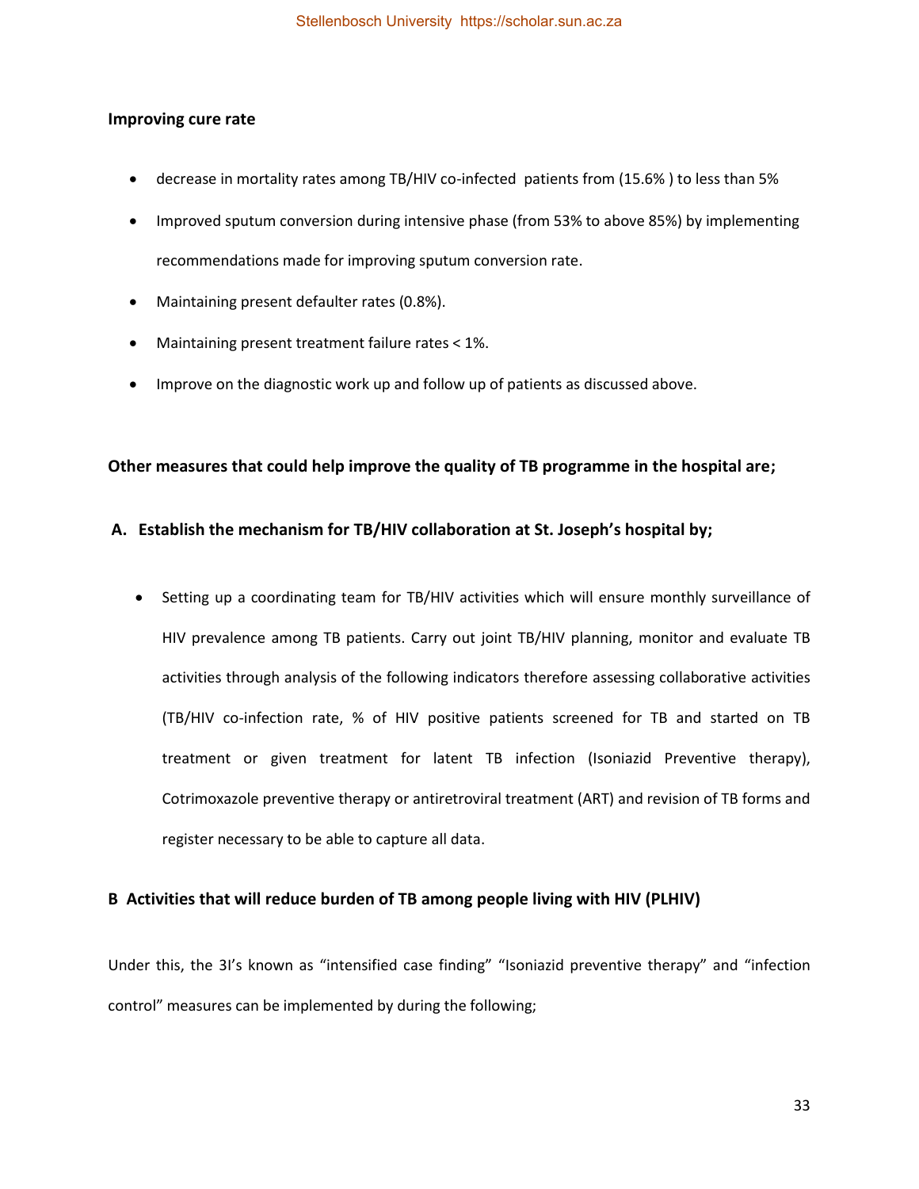**Improving cure rate**

- decrease in mortality rates among TB/HIV co-infected patients from (15.6% ) to less than 5%
- Improved sputum conversion during intensive phase (from 53% to above 85%) by implementing recommendations made for improving sputum conversion rate.
- Maintaining present defaulter rates (0.8%).
- Maintaining present treatment failure rates < 1%.
- Improve on the diagnostic work up and follow up of patients as discussed above.

**Other measures that could help improve the quality of TB programme in the hospital are;**

**A. Establish the mechanism for TB/HIV collaboration at St. Joseph's hospital by;**

- Setting up a coordinating team for TB/HIV activities which will ensure monthly surveillance of HIV prevalence among TB patients. Carry out joint TB/HIV planning, monitor and evaluate TB activities through analysis of the following indicators therefore assessing collaborative activities (TB/HIV co-infection rate, % of HIV positive patients screened for TB and started on TB treatment or given treatment for latent TB infection (Isoniazid Preventive therapy), Cotrimoxazole preventive therapy or antiretroviral treatment (ART) and revision of TB forms and register necessary to be able to capture all data.

**B Activities that will reduce burden of TB among people living with HIV (PLHIV)**

Under this, the 3I's known as "intensified case finding" "Isoniazid preventive therapy" and "infection control" measures can be implemented by during the following;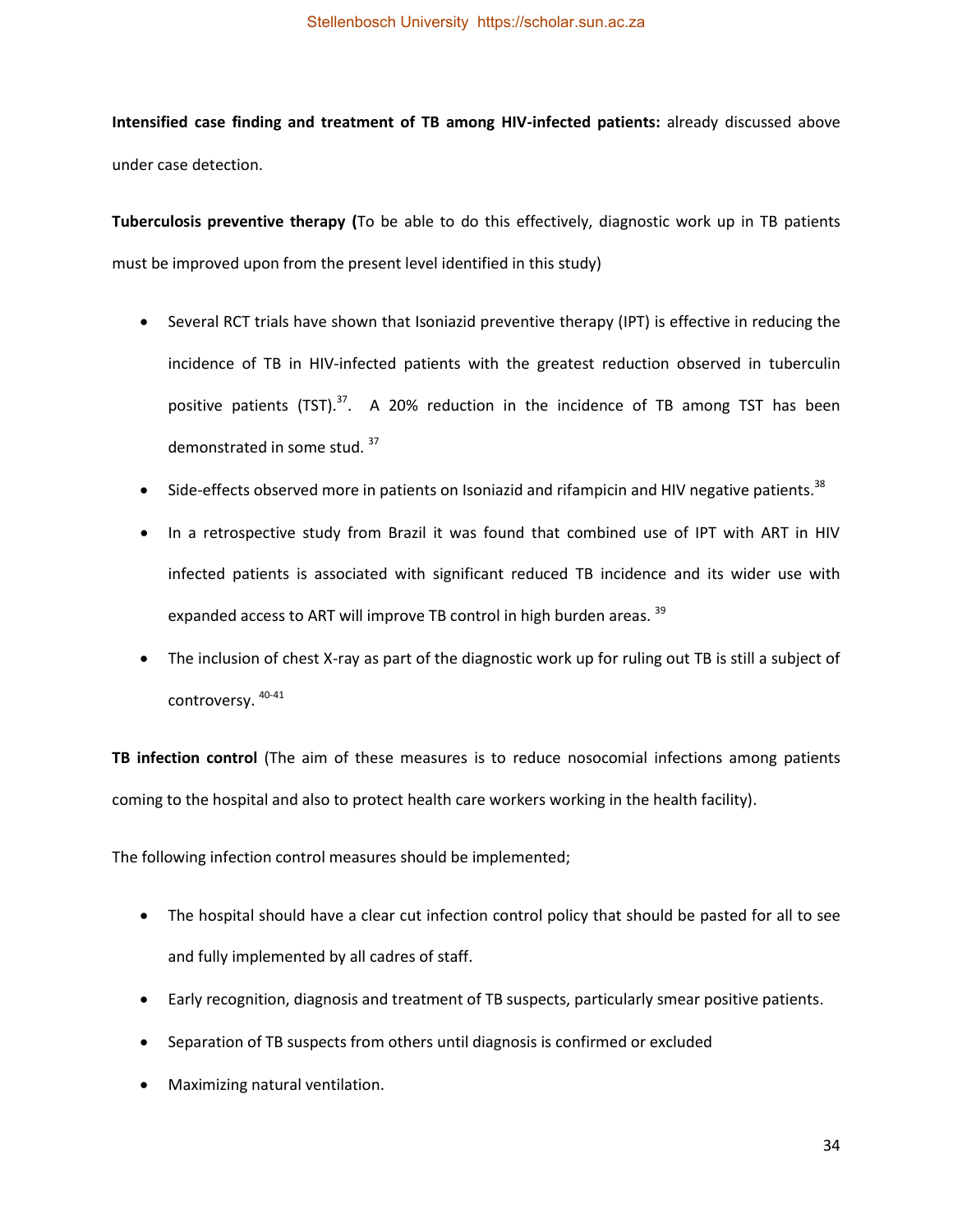**Intensified case finding and treatment of TB among HIV-infected patients:** already discussed above under case detection.

**Tuberculosis preventive therapy (**To be able to do this effectively, diagnostic work up in TB patients must be improved upon from the present level identified in this study)

- Several RCT trials have shown that Isoniazid preventive therapy (IPT) is effective in reducing the incidence of TB in HIV-infected patients with the greatest reduction observed in tuberculin positive patients (TST).[37]. A 20% reduction in the incidence of TB among TST has been demonstrated in some stud. [37]
- Side-effects observed more in patients on Isoniazid and rifampicin and HIV negative patients.[38]
- In a retrospective study from Brazil it was found that combined use of IPT with ART in HIV infected patients is associated with significant reduced TB incidence and its wider use with expanded access to ART will improve TB control in high burden areas. [39]
- The inclusion of chest X-ray as part of the diagnostic work up for ruling out TB is still a subject of controversy. [40-41]

**TB infection control** (The aim of these measures is to reduce nosocomial infections among patients coming to the hospital and also to protect health care workers working in the health facility).

The following infection control measures should be implemented;

- The hospital should have a clear cut infection control policy that should be pasted for all to see and fully implemented by all cadres of staff.
- Early recognition, diagnosis and treatment of TB suspects, particularly smear positive patients.
- Separation of TB suspects from others until diagnosis is confirmed or excluded
- Maximizing natural ventilation.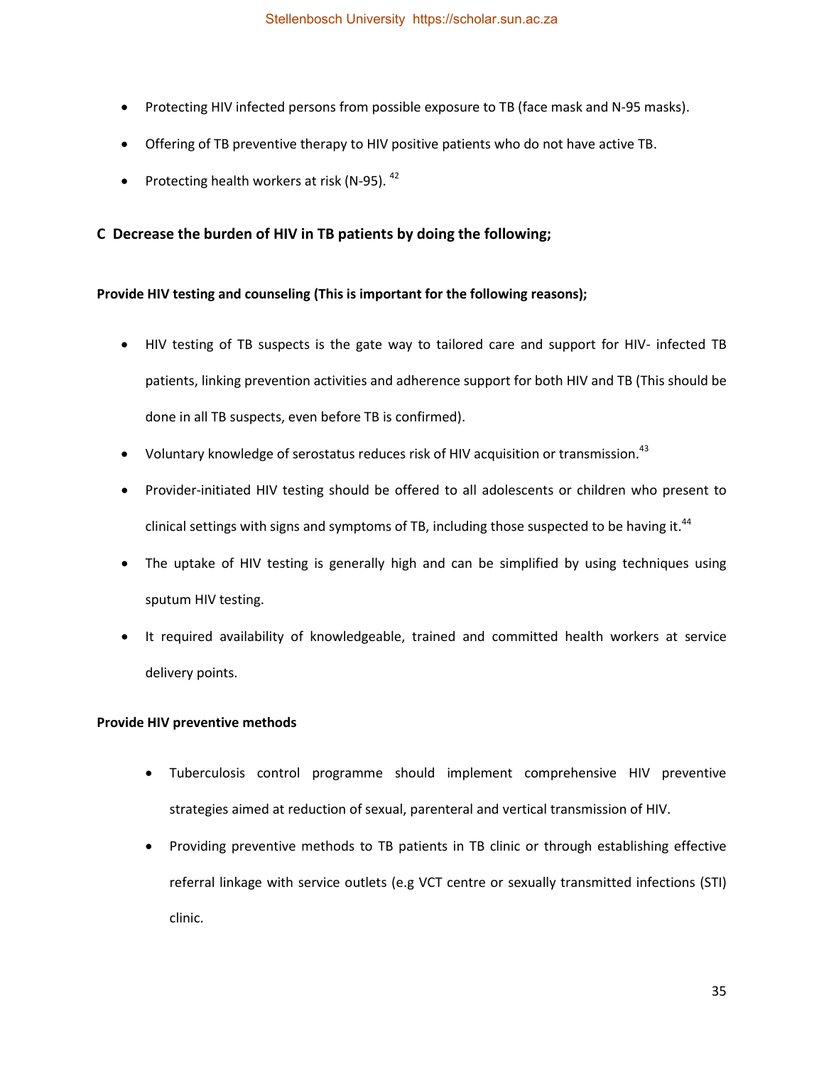- Protecting HIV infected persons from possible exposure to TB (face mask and N-95 masks).
- Offering of TB preventive therapy to HIV positive patients who do not have active TB.
- Protecting health workers at risk (N-95). [42]

## C Decrease the burden of HIV in TB patients by doing the following;

**Provide HIV testing and counseling (This is important for the following reasons);**

- HIV testing of TB suspects is the gate way to tailored care and support for HIV- infected TB patients, linking prevention activities and adherence support for both HIV and TB (This should be done in all TB suspects, even before TB is confirmed).
- Voluntary knowledge of serostatus reduces risk of HIV acquisition or transmission.[43]
- Provider-initiated HIV testing should be offered to all adolescents or children who present to clinical settings with signs and symptoms of TB, including those suspected to be having it.[44]
- The uptake of HIV testing is generally high and can be simplified by using techniques using sputum HIV testing.
- It required availability of knowledgeable, trained and committed health workers at service delivery points.

**Provide HIV preventive methods**

- Tuberculosis control programme should implement comprehensive HIV preventive strategies aimed at reduction of sexual, parenteral and vertical transmission of HIV.
- Providing preventive methods to TB patients in TB clinic or through establishing effective referral linkage with service outlets (e.g VCT centre or sexually transmitted infections (STI) clinic.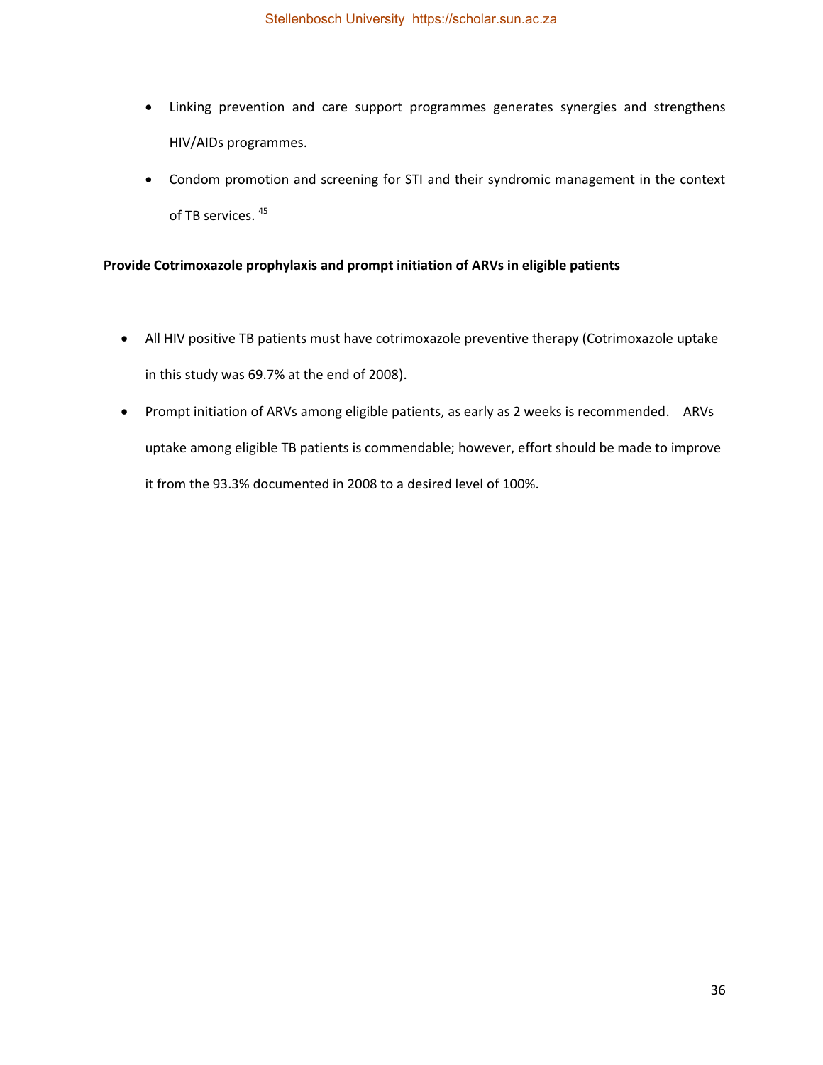- Linking prevention and care support programmes generates synergies and strengthens HIV/AIDs programmes.
- Condom promotion and screening for STI and their syndromic management in the context of TB services. [45]

**Provide Cotrimoxazole prophylaxis and prompt initiation of ARVs in eligible patients**

- All HIV positive TB patients must have cotrimoxazole preventive therapy (Cotrimoxazole uptake in this study was 69.7% at the end of 2008).
- Prompt initiation of ARVs among eligible patients, as early as 2 weeks is recommended. ARVs uptake among eligible TB patients is commendable; however, effort should be made to improve it from the 93.3% documented in 2008 to a desired level of 100%.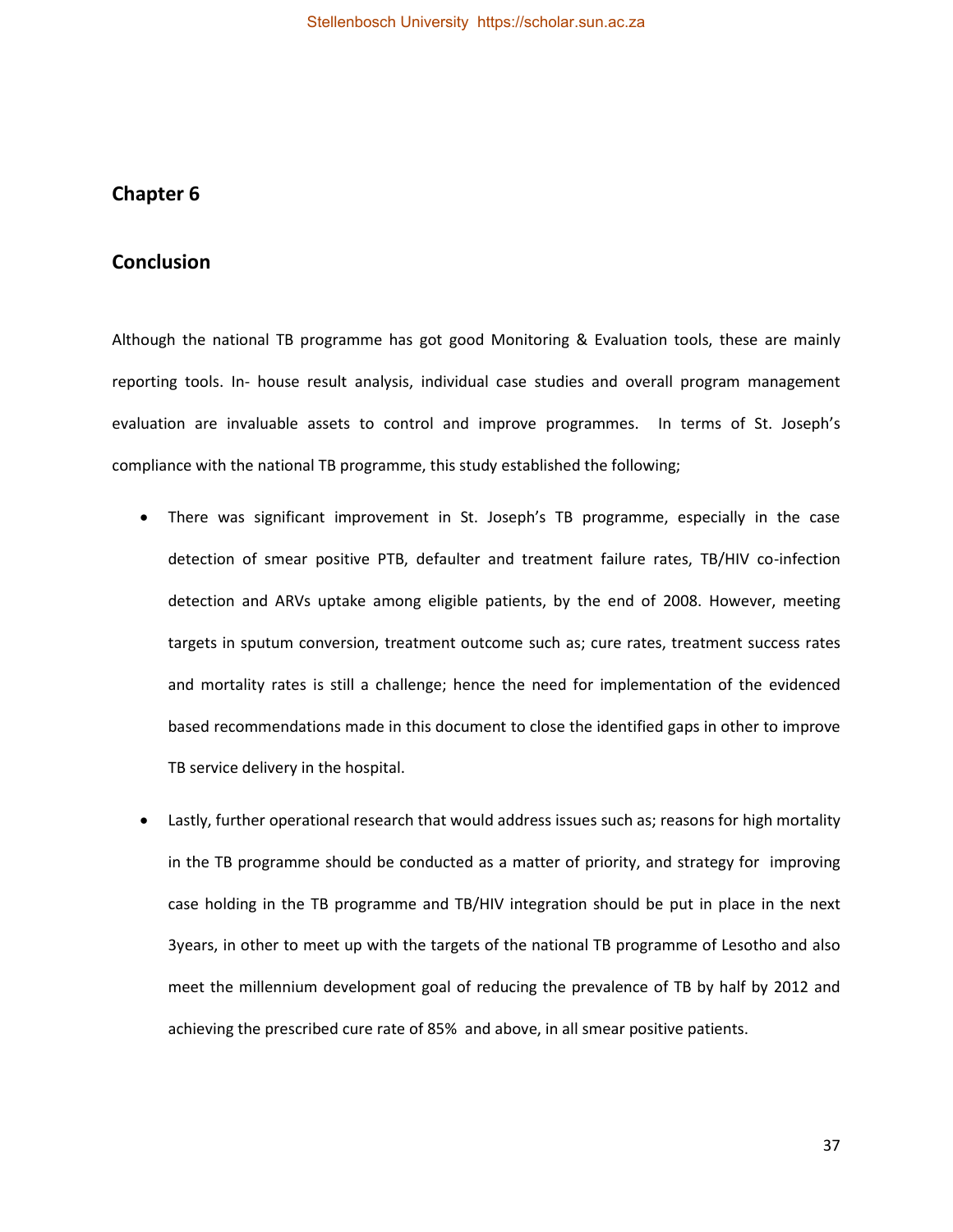# Chapter 6

## Conclusion

Although the national TB programme has got good Monitoring & Evaluation tools, these are mainly reporting tools. In- house result analysis, individual case studies and overall program management evaluation are invaluable assets to control and improve programmes. In terms of St. Joseph's compliance with the national TB programme, this study established the following;

- There was significant improvement in St. Joseph's TB programme, especially in the case detection of smear positive PTB, defaulter and treatment failure rates, TB/HIV co-infection detection and ARVs uptake among eligible patients, by the end of 2008. However, meeting targets in sputum conversion, treatment outcome such as; cure rates, treatment success rates and mortality rates is still a challenge; hence the need for implementation of the evidenced based recommendations made in this document to close the identified gaps in other to improve TB service delivery in the hospital.

- Lastly, further operational research that would address issues such as; reasons for high mortality in the TB programme should be conducted as a matter of priority, and strategy for improving case holding in the TB programme and TB/HIV integration should be put in place in the next 3years, in other to meet up with the targets of the national TB programme of Lesotho and also meet the millennium development goal of reducing the prevalence of TB by half by 2012 and achieving the prescribed cure rate of 85% and above, in all smear positive patients.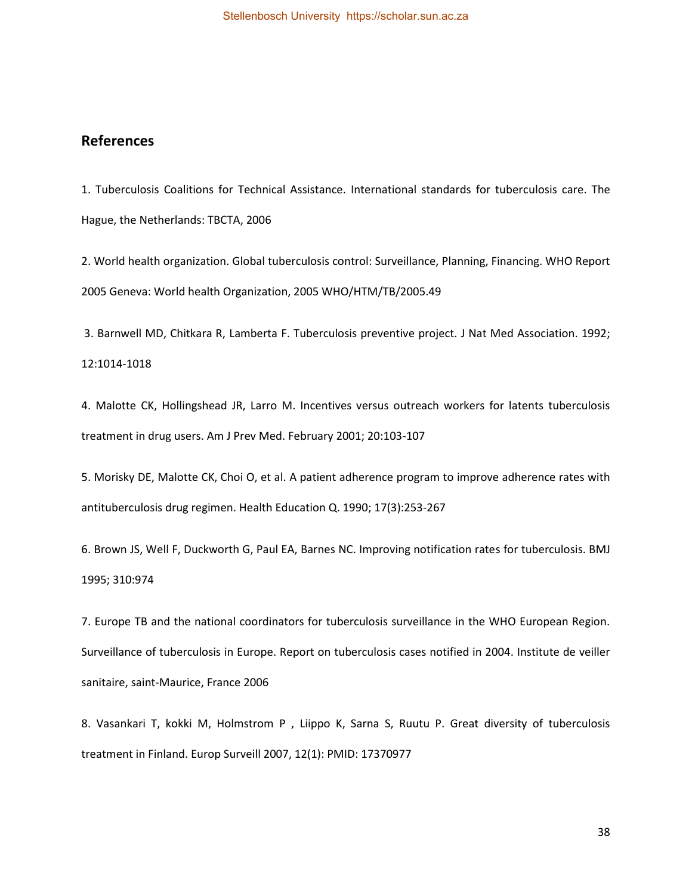## References

1. Tuberculosis Coalitions for Technical Assistance. International standards for tuberculosis care. The Hague, the Netherlands: TBCTA, 2006

2. World health organization. Global tuberculosis control: Surveillance, Planning, Financing. WHO Report 2005 Geneva: World health Organization, 2005 WHO/HTM/TB/2005.49

3. Barnwell MD, Chitkara R, Lamberta F. Tuberculosis preventive project. J Nat Med Association. 1992; 12:1014-1018

4. Malotte CK, Hollingshead JR, Larro M. Incentives versus outreach workers for latents tuberculosis treatment in drug users. Am J Prev Med. February 2001; 20:103-107

5. Morisky DE, Malotte CK, Choi O, et al. A patient adherence program to improve adherence rates with antituberculosis drug regimen. Health Education Q. 1990; 17(3):253-267

6. Brown JS, Well F, Duckworth G, Paul EA, Barnes NC. Improving notification rates for tuberculosis. BMJ 1995; 310:974

7. Europe TB and the national coordinators for tuberculosis surveillance in the WHO European Region. Surveillance of tuberculosis in Europe. Report on tuberculosis cases notified in 2004. Institute de veiller sanitaire, saint-Maurice, France 2006

8. Vasankari T, kokki M, Holmstrom P , Liippo K, Sarna S, Ruutu P. Great diversity of tuberculosis treatment in Finland. Europ Surveill 2007, 12(1): PMID: 17370977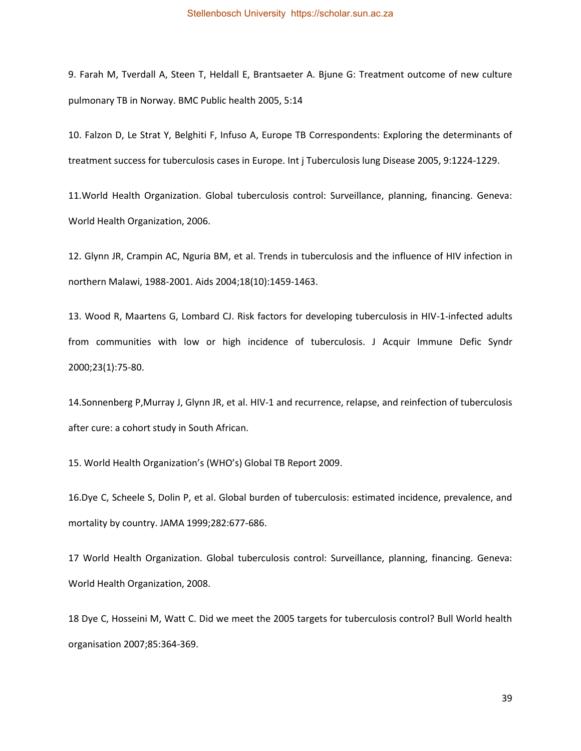9. Farah M, Tverdall A, Steen T, Heldall E, Brantsaeter A. Bjune G: Treatment outcome of new culture pulmonary TB in Norway. BMC Public health 2005, 5:14

10. Falzon D, Le Strat Y, Belghiti F, Infuso A, Europe TB Correspondents: Exploring the determinants of treatment success for tuberculosis cases in Europe. Int j Tuberculosis lung Disease 2005, 9:1224-1229.

11.World Health Organization. Global tuberculosis control: Surveillance, planning, financing. Geneva: World Health Organization, 2006.

12. Glynn JR, Crampin AC, Nguria BM, et al. Trends in tuberculosis and the influence of HIV infection in northern Malawi, 1988-2001. Aids 2004;18(10):1459-1463.

13. Wood R, Maartens G, Lombard CJ. Risk factors for developing tuberculosis in HIV-1-infected adults from communities with low or high incidence of tuberculosis. J Acquir Immune Defic Syndr 2000;23(1):75-80.

14.Sonnenberg P,Murray J, Glynn JR, et al. HIV-1 and recurrence, relapse, and reinfection of tuberculosis after cure: a cohort study in South African.

15. World Health Organization's (WHO's) Global TB Report 2009.

16.Dye C, Scheele S, Dolin P, et al. Global burden of tuberculosis: estimated incidence, prevalence, and mortality by country. JAMA 1999;282:677-686.

17 World Health Organization. Global tuberculosis control: Surveillance, planning, financing. Geneva: World Health Organization, 2008.

18 Dye C, Hosseini M, Watt C. Did we meet the 2005 targets for tuberculosis control? Bull World health organisation 2007;85:364-369.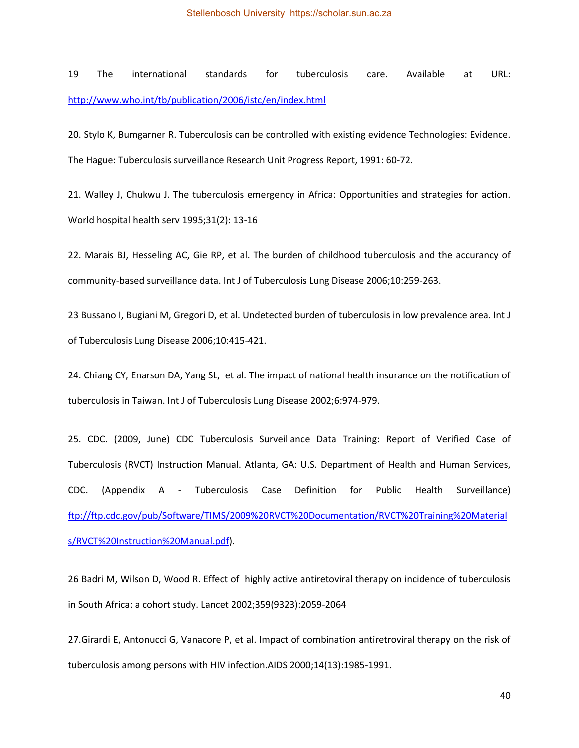19 The international standards for tuberculosis care. Available at URL: http://www.who.int/tb/publication/2006/istc/en/index.html

20. Stylo K, Bumgarner R. Tuberculosis can be controlled with existing evidence Technologies: Evidence. The Hague: Tuberculosis surveillance Research Unit Progress Report, 1991: 60-72.

21. Walley J, Chukwu J. The tuberculosis emergency in Africa: Opportunities and strategies for action. World hospital health serv 1995;31(2): 13-16

22. Marais BJ, Hesseling AC, Gie RP, et al. The burden of childhood tuberculosis and the accurancy of community-based surveillance data. Int J of Tuberculosis Lung Disease 2006;10:259-263.

23 Bussano I, Bugiani M, Gregori D, et al. Undetected burden of tuberculosis in low prevalence area. Int J of Tuberculosis Lung Disease 2006;10:415-421.

24. Chiang CY, Enarson DA, Yang SL, et al. The impact of national health insurance on the notification of tuberculosis in Taiwan. Int J of Tuberculosis Lung Disease 2002;6:974-979.

25. CDC. (2009, June) CDC Tuberculosis Surveillance Data Training: Report of Verified Case of Tuberculosis (RVCT) Instruction Manual. Atlanta, GA: U.S. Department of Health and Human Services, CDC. (Appendix A - Tuberculosis Case Definition for Public Health Surveillance) ftp://ftp.cdc.gov/pub/Software/TIMS/2009%20RVCT%20Documentation/RVCT%20Training%20Materials/RVCT%20Instruction%20Manual.pdf).

26 Badri M, Wilson D, Wood R. Effect of highly active antiretoviral therapy on incidence of tuberculosis in South Africa: a cohort study. Lancet 2002;359(9323):2059-2064

27.Girardi E, Antonucci G, Vanacore P, et al. Impact of combination antiretroviral therapy on the risk of tuberculosis among persons with HIV infection.AIDS 2000;14(13):1985-1991.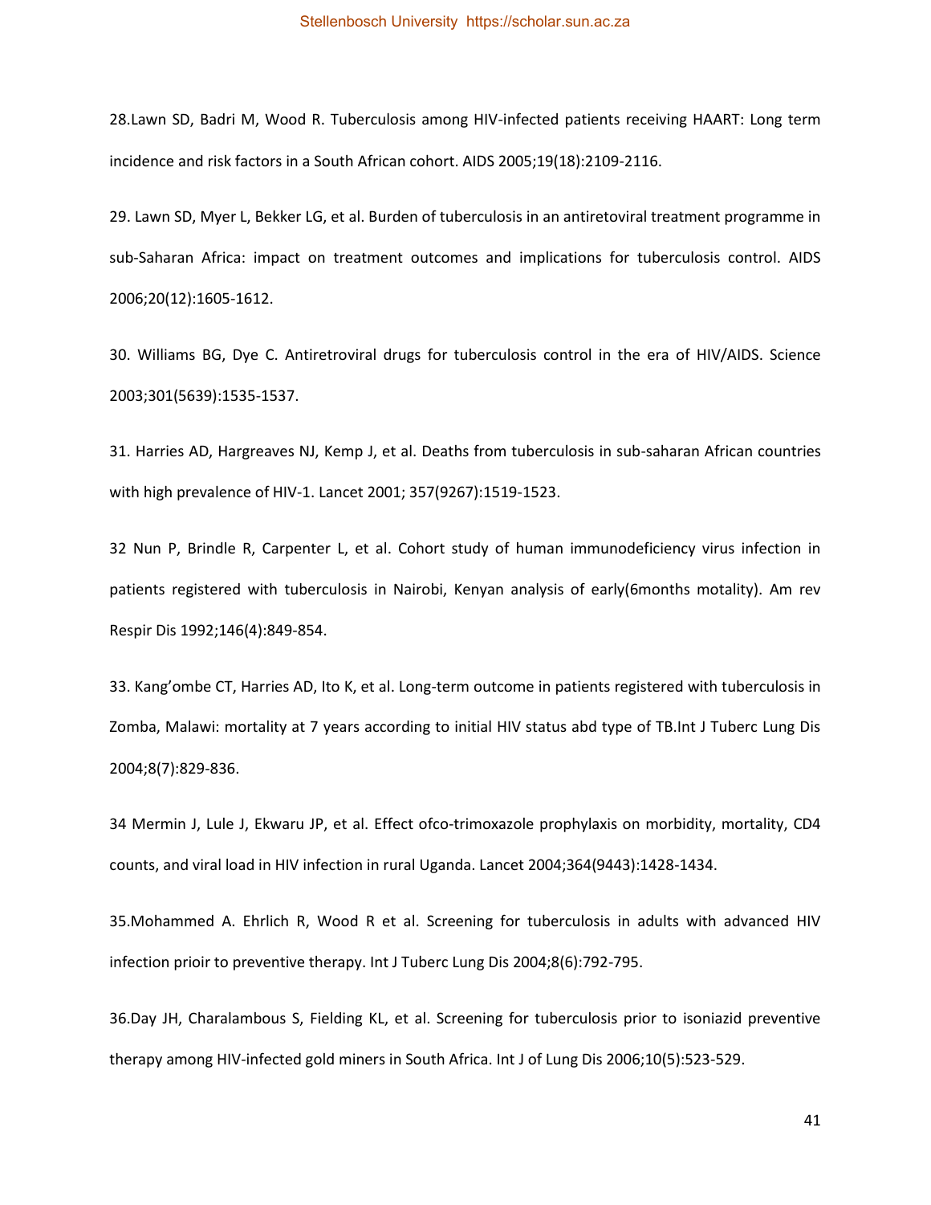28.Lawn SD, Badri M, Wood R. Tuberculosis among HIV-infected patients receiving HAART: Long term incidence and risk factors in a South African cohort. AIDS 2005;19(18):2109-2116.

29. Lawn SD, Myer L, Bekker LG, et al. Burden of tuberculosis in an antiretoviral treatment programme in sub-Saharan Africa: impact on treatment outcomes and implications for tuberculosis control. AIDS 2006;20(12):1605-1612.

30. Williams BG, Dye C. Antiretroviral drugs for tuberculosis control in the era of HIV/AIDS. Science 2003;301(5639):1535-1537.

31. Harries AD, Hargreaves NJ, Kemp J, et al. Deaths from tuberculosis in sub-saharan African countries with high prevalence of HIV-1. Lancet 2001; 357(9267):1519-1523.

32 Nun P, Brindle R, Carpenter L, et al. Cohort study of human immunodeficiency virus infection in patients registered with tuberculosis in Nairobi, Kenyan analysis of early(6months motality). Am rev Respir Dis 1992;146(4):849-854.

33. Kang'ombe CT, Harries AD, Ito K, et al. Long-term outcome in patients registered with tuberculosis in Zomba, Malawi: mortality at 7 years according to initial HIV status abd type of TB.Int J Tuberc Lung Dis 2004;8(7):829-836.

34 Mermin J, Lule J, Ekwaru JP, et al. Effect ofco-trimoxazole prophylaxis on morbidity, mortality, CD4 counts, and viral load in HIV infection in rural Uganda. Lancet 2004;364(9443):1428-1434.

35.Mohammed A. Ehrlich R, Wood R et al. Screening for tuberculosis in adults with advanced HIV infection prioir to preventive therapy. Int J Tuberc Lung Dis 2004;8(6):792-795.

36.Day JH, Charalambous S, Fielding KL, et al. Screening for tuberculosis prior to isoniazid preventive therapy among HIV-infected gold miners in South Africa. Int J of Lung Dis 2006;10(5):523-529.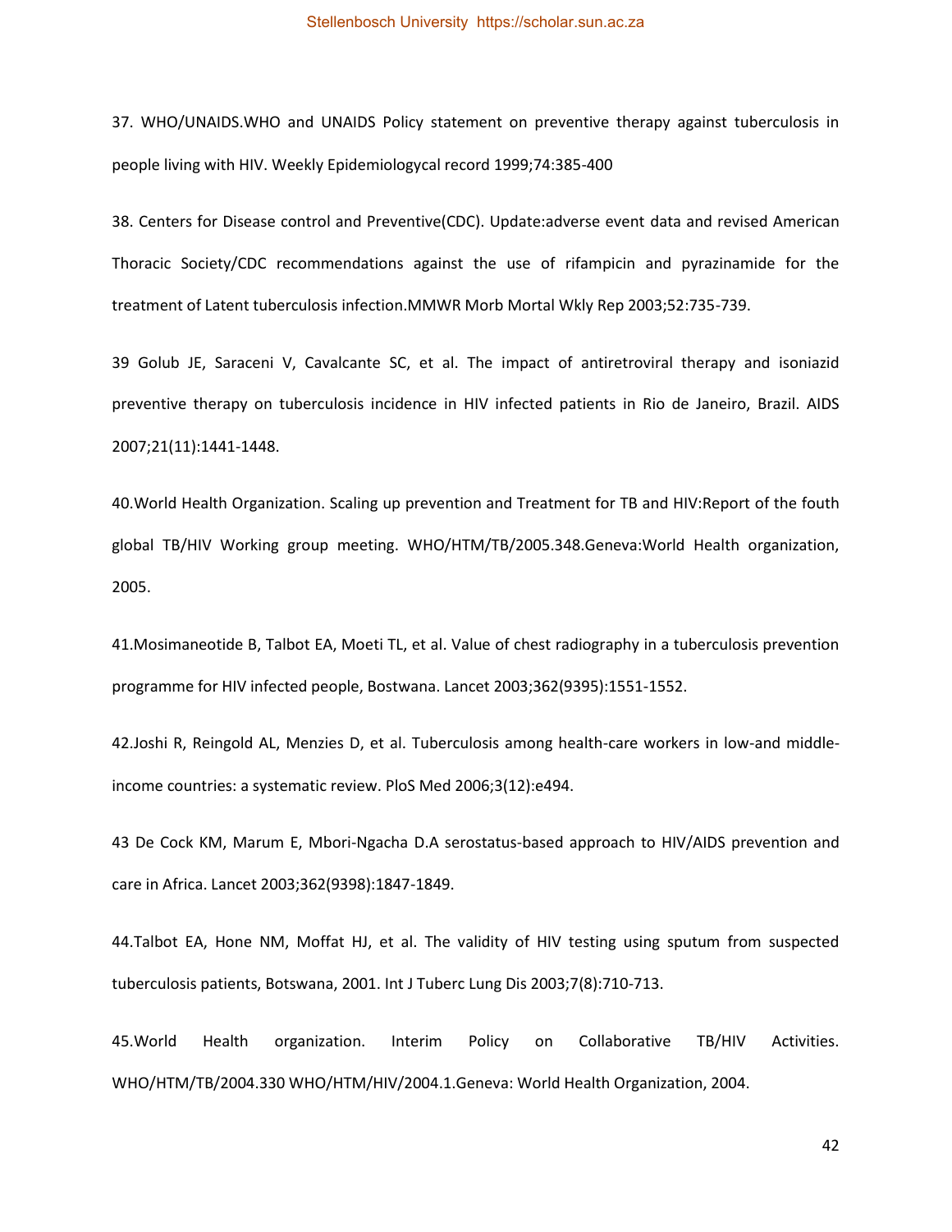37. WHO/UNAIDS.WHO and UNAIDS Policy statement on preventive therapy against tuberculosis in people living with HIV. Weekly Epidemiologycal record 1999;74:385-400

38. Centers for Disease control and Preventive(CDC). Update:adverse event data and revised American Thoracic Society/CDC recommendations against the use of rifampicin and pyrazinamide for the treatment of Latent tuberculosis infection.MMWR Morb Mortal Wkly Rep 2003;52:735-739.

39 Golub JE, Saraceni V, Cavalcante SC, et al. The impact of antiretroviral therapy and isoniazid preventive therapy on tuberculosis incidence in HIV infected patients in Rio de Janeiro, Brazil. AIDS 2007;21(11):1441-1448.

40.World Health Organization. Scaling up prevention and Treatment for TB and HIV:Report of the fouth global TB/HIV Working group meeting. WHO/HTM/TB/2005.348.Geneva:World Health organization, 2005.

41.Mosimaneotide B, Talbot EA, Moeti TL, et al. Value of chest radiography in a tuberculosis prevention programme for HIV infected people, Bostwana. Lancet 2003;362(9395):1551-1552.

42.Joshi R, Reingold AL, Menzies D, et al. Tuberculosis among health-care workers in low-and middle-income countries: a systematic review. PloS Med 2006;3(12):e494.

43 De Cock KM, Marum E, Mbori-Ngacha D.A serostatus-based approach to HIV/AIDS prevention and care in Africa. Lancet 2003;362(9398):1847-1849.

44.Talbot EA, Hone NM, Moffat HJ, et al. The validity of HIV testing using sputum from suspected tuberculosis patients, Botswana, 2001. Int J Tuberc Lung Dis 2003;7(8):710-713.

45.World Health organization. Interim Policy on Collaborative TB/HIV Activities. WHO/HTM/TB/2004.330 WHO/HTM/HIV/2004.1.Geneva: World Health Organization, 2004.